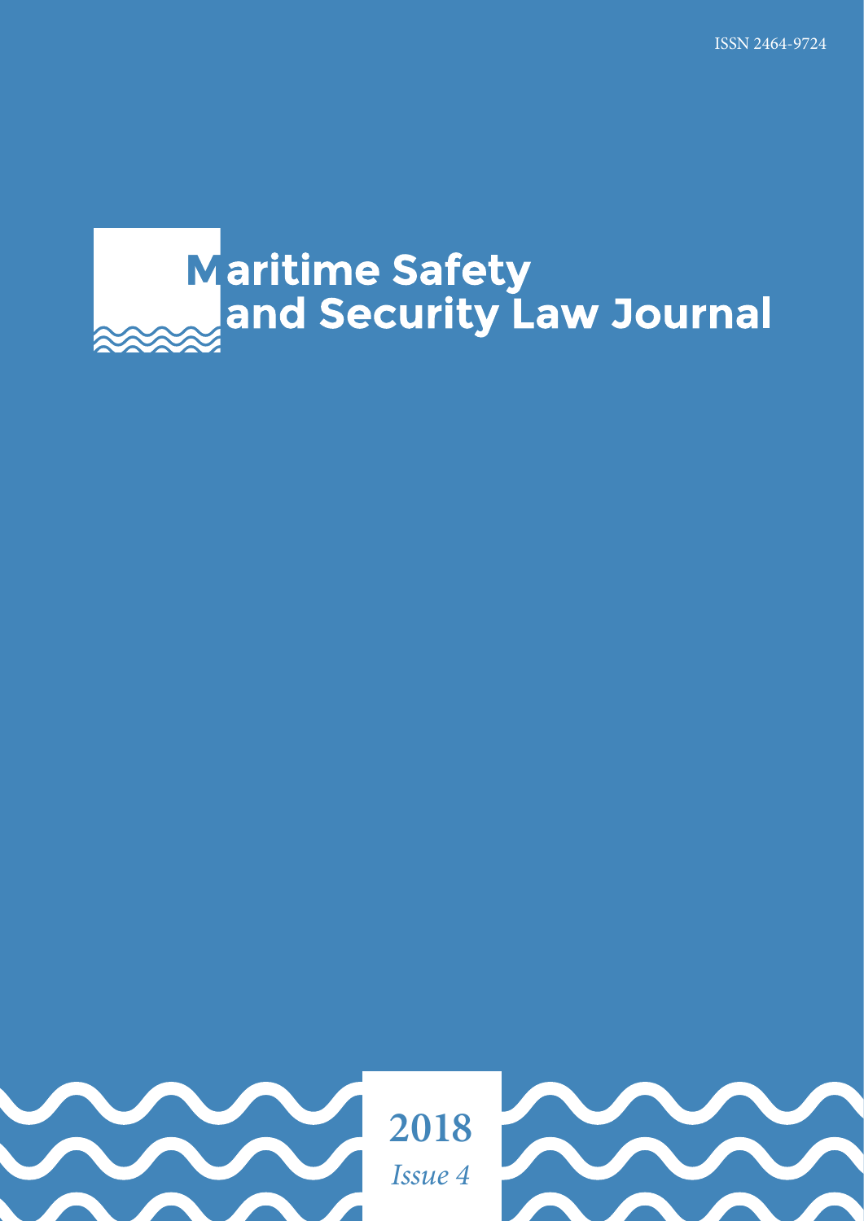ISSN 2464-9724

# Maritime Safety and Security Law Journal

2018

*Issue 4*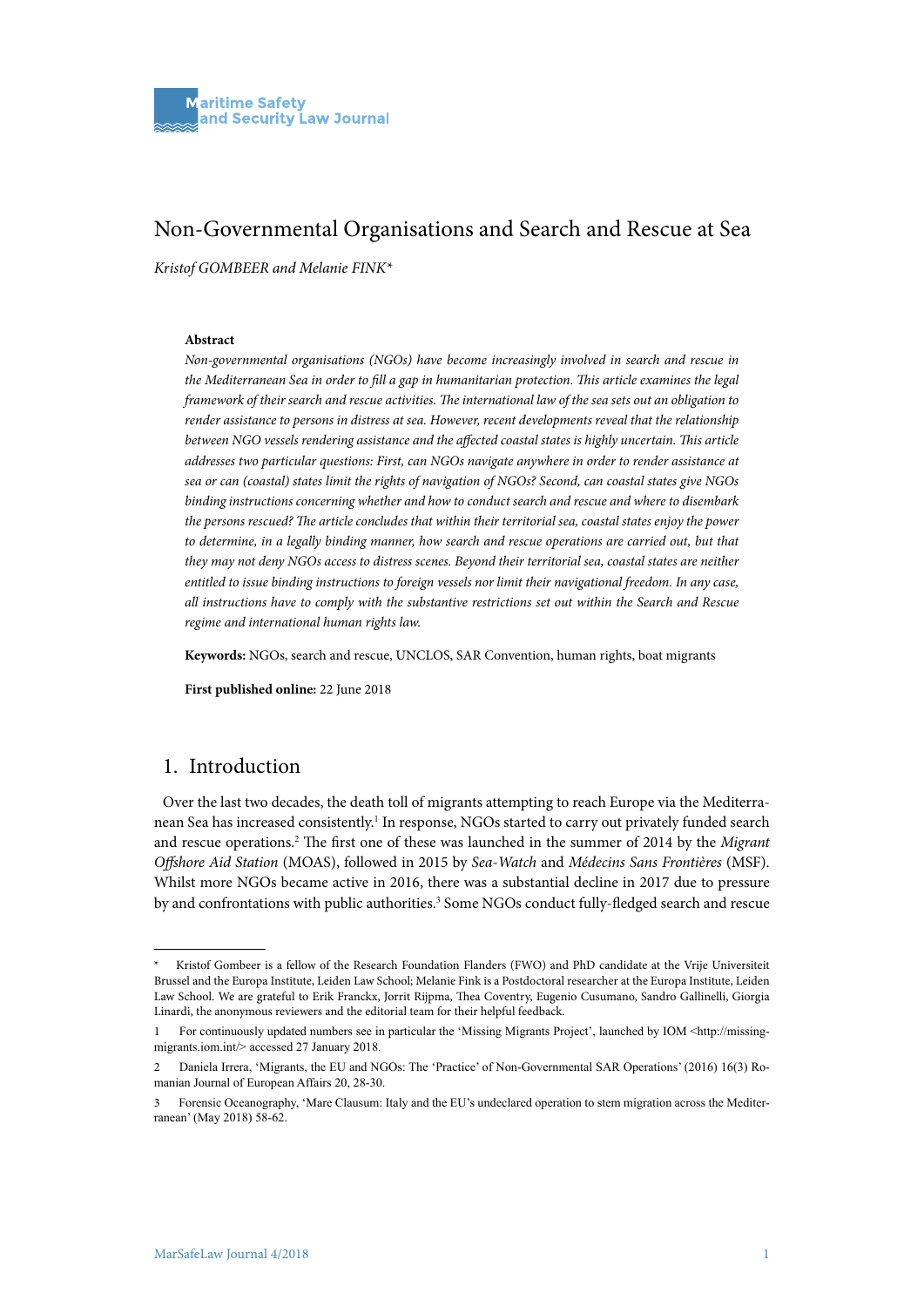# Non-Governmental Organisations and Search and Rescue at Sea

*Kristof GOMBEER and Melanie FINK**

**Abstract**

*Non-governmental organisations (NGOs) have become increasingly involved in search and rescue in the Mediterranean Sea in order to fill a gap in humanitarian protection. This article examines the legal framework of their search and rescue activities. The international law of the sea sets out an obligation to render assistance to persons in distress at sea. However, recent developments reveal that the relationship between NGO vessels rendering assistance and the affected coastal states is highly uncertain. This article addresses two particular questions: First, can NGOs navigate anywhere in order to render assistance at sea or can (coastal) states limit the rights of navigation of NGOs? Second, can coastal states give NGOs binding instructions concerning whether and how to conduct search and rescue and where to disembark the persons rescued? The article concludes that within their territorial sea, coastal states enjoy the power to determine, in a legally binding manner, how search and rescue operations are carried out, but that they may not deny NGOs access to distress scenes. Beyond their territorial sea, coastal states are neither entitled to issue binding instructions to foreign vessels nor limit their navigational freedom. In any case, all instructions have to comply with the substantive restrictions set out within the Search and Rescue regime and international human rights law.*

**Keywords:** NGOs, search and rescue, UNCLOS, SAR Convention, human rights, boat migrants

**First published online:** 22 June 2018

## 1. Introduction

Over the last two decades, the death toll of migrants attempting to reach Europe via the Mediterranean Sea has increased consistently.[1] In response, NGOs started to carry out privately funded search and rescue operations.[2] The first one of these was launched in the summer of 2014 by the *Migrant Offshore Aid Station* (MOAS), followed in 2015 by *Sea-Watch* and *Médecins Sans Frontières* (MSF). Whilst more NGOs became active in 2016, there was a substantial decline in 2017 due to pressure by and confrontations with public authorities.[3] Some NGOs conduct fully-fledged search and rescue

---

\* Kristof Gombeer is a fellow of the Research Foundation Flanders (FWO) and PhD candidate at the Vrije Universiteit Brussel and the Europa Institute, Leiden Law School; Melanie Fink is a Postdoctoral researcher at the Europa Institute, Leiden Law School. We are grateful to Erik Franckx, Jorrit Rijpma, Thea Coventry, Eugenio Cusumano, Sandro Gallinelli, Giorgia Linardi, the anonymous reviewers and the editorial team for their helpful feedback.

1 For continuously updated numbers see in particular the 'Missing Migrants Project', launched by IOM <http://missing-migrants.iom.int/> accessed 27 January 2018.

2 Daniela Irrera, 'Migrants, the EU and NGOs: The 'Practice' of Non-Governmental SAR Operations' (2016) 16(3) Romanian Journal of European Affairs 20, 28-30.

3 Forensic Oceanography, 'Mare Clausum: Italy and the EU's undeclared operation to stem migration across the Mediterranean' (May 2018) 58-62.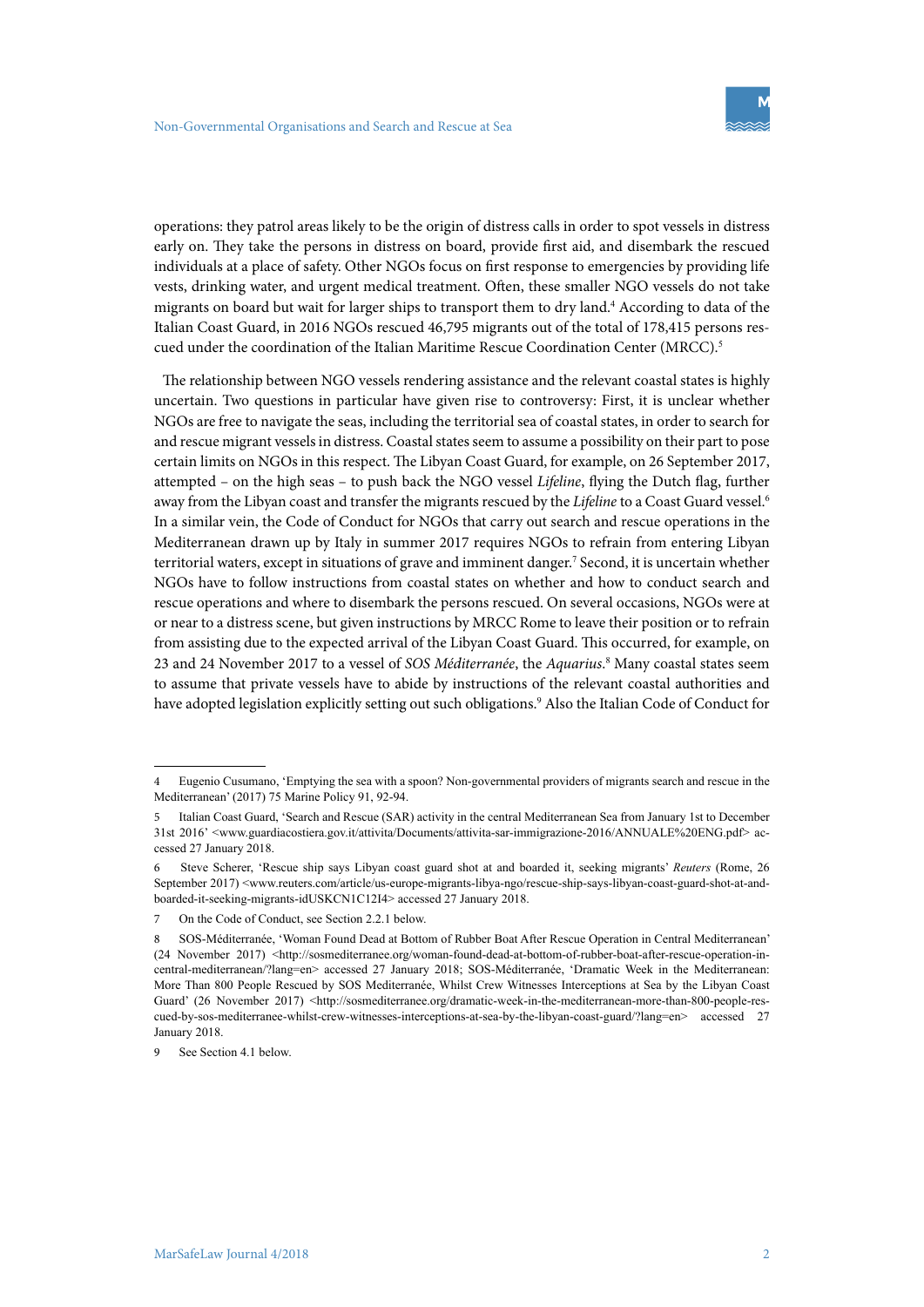operations: they patrol areas likely to be the origin of distress calls in order to spot vessels in distress early on. They take the persons in distress on board, provide first aid, and disembark the rescued individuals at a place of safety. Other NGOs focus on first response to emergencies by providing life vests, drinking water, and urgent medical treatment. Often, these smaller NGO vessels do not take migrants on board but wait for larger ships to transport them to dry land.[4] According to data of the Italian Coast Guard, in 2016 NGOs rescued 46,795 migrants out of the total of 178,415 persons rescued under the coordination of the Italian Maritime Rescue Coordination Center (MRCC).[5]

The relationship between NGO vessels rendering assistance and the relevant coastal states is highly uncertain. Two questions in particular have given rise to controversy: First, it is unclear whether NGOs are free to navigate the seas, including the territorial sea of coastal states, in order to search for and rescue migrant vessels in distress. Coastal states seem to assume a possibility on their part to pose certain limits on NGOs in this respect. The Libyan Coast Guard, for example, on 26 September 2017, attempted – on the high seas – to push back the NGO vessel *Lifeline*, flying the Dutch flag, further away from the Libyan coast and transfer the migrants rescued by the *Lifeline* to a Coast Guard vessel.[6] In a similar vein, the Code of Conduct for NGOs that carry out search and rescue operations in the Mediterranean drawn up by Italy in summer 2017 requires NGOs to refrain from entering Libyan territorial waters, except in situations of grave and imminent danger.[7] Second, it is uncertain whether NGOs have to follow instructions from coastal states on whether and how to conduct search and rescue operations and where to disembark the persons rescued. On several occasions, NGOs were at or near to a distress scene, but given instructions by MRCC Rome to leave their position or to refrain from assisting due to the expected arrival of the Libyan Coast Guard. This occurred, for example, on 23 and 24 November 2017 to a vessel of *SOS Méditerranée*, the *Aquarius*.[8] Many coastal states seem to assume that private vessels have to abide by instructions of the relevant coastal authorities and have adopted legislation explicitly setting out such obligations.[9] Also the Italian Code of Conduct for

---

4 Eugenio Cusumano, 'Emptying the sea with a spoon? Non-governmental providers of migrants search and rescue in the Mediterranean' (2017) 75 Marine Policy 91, 92-94.

5 Italian Coast Guard, 'Search and Rescue (SAR) activity in the central Mediterranean Sea from January 1st to December 31st 2016' <www.guardiacostiera.gov.it/attivita/Documents/attivita-sar-immigrazione-2016/ANNUALE%20ENG.pdf> accessed 27 January 2018.

6 Steve Scherer, 'Rescue ship says Libyan coast guard shot at and boarded it, seeking migrants' *Reuters* (Rome, 26 September 2017) <www.reuters.com/article/us-europe-migrants-libya-ngo/rescue-ship-says-libyan-coast-guard-shot-at-and-boarded-it-seeking-migrants-idUSKCN1C12I4> accessed 27 January 2018.

7 On the Code of Conduct, see Section 2.2.1 below.

8 SOS-Méditerranée, 'Woman Found Dead at Bottom of Rubber Boat After Rescue Operation in Central Mediterranean' (24 November 2017) <http://sosmediterranee.org/woman-found-dead-at-bottom-of-rubber-boat-after-rescue-operation-in-central-mediterranean/?lang=en> accessed 27 January 2018; SOS-Méditerranée, 'Dramatic Week in the Mediterranean: More Than 800 People Rescued by SOS Mediterranée, Whilst Crew Witnesses Interceptions at Sea by the Libyan Coast Guard' (26 November 2017) <http://sosmediterranee.org/dramatic-week-in-the-mediterranean-more-than-800-people-rescued-by-sos-mediterranee-whilst-crew-witnesses-interceptions-at-sea-by-the-libyan-coast-guard/?lang=en> accessed 27 January 2018.

9 See Section 4.1 below.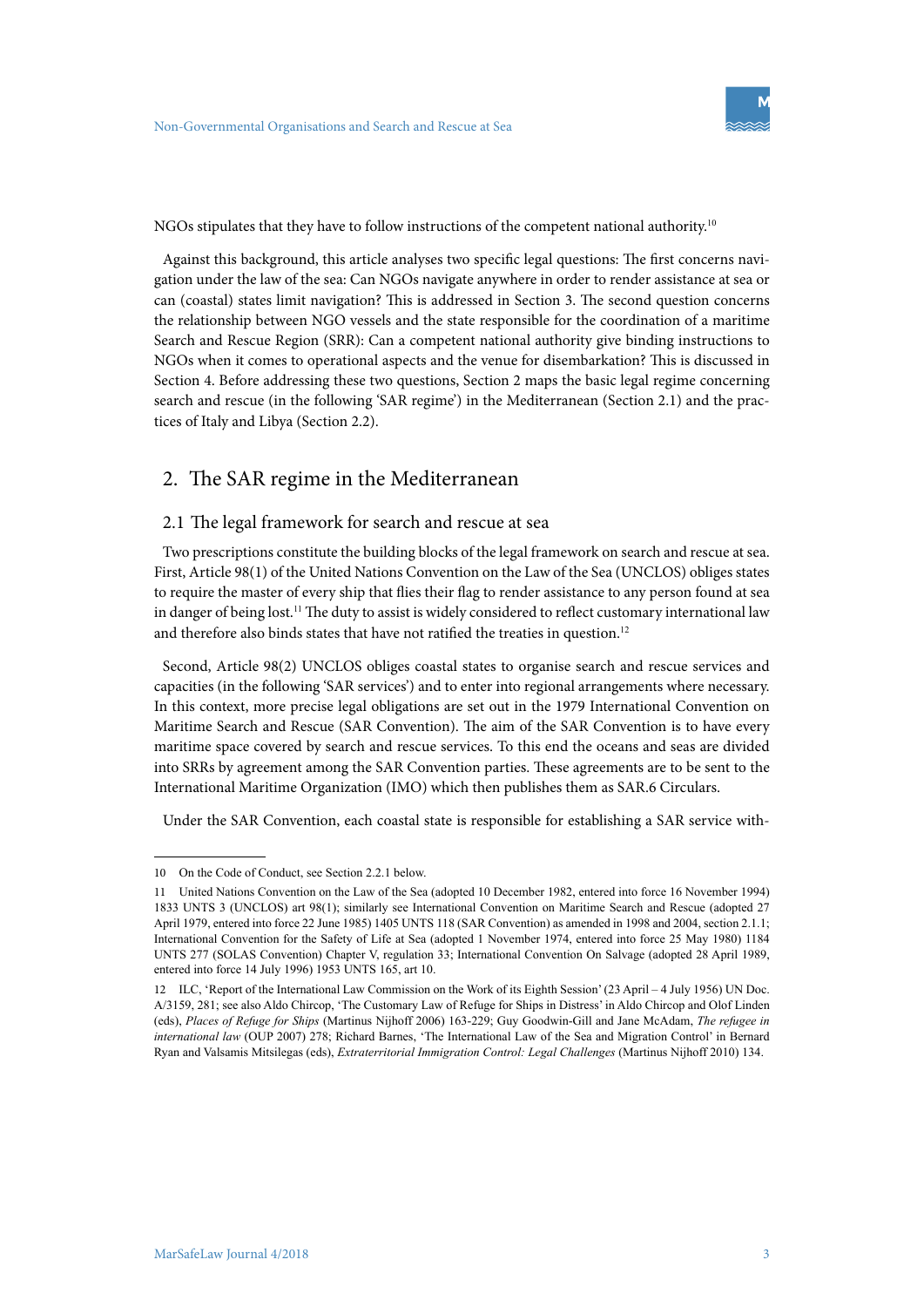NGOs stipulates that they have to follow instructions of the competent national authority.[10]

Against this background, this article analyses two specific legal questions: The first concerns navigation under the law of the sea: Can NGOs navigate anywhere in order to render assistance at sea or can (coastal) states limit navigation? This is addressed in Section 3. The second question concerns the relationship between NGO vessels and the state responsible for the coordination of a maritime Search and Rescue Region (SRR): Can a competent national authority give binding instructions to NGOs when it comes to operational aspects and the venue for disembarkation? This is discussed in Section 4. Before addressing these two questions, Section 2 maps the basic legal regime concerning search and rescue (in the following 'SAR regime') in the Mediterranean (Section 2.1) and the practices of Italy and Libya (Section 2.2).

## 2. The SAR regime in the Mediterranean

### 2.1 The legal framework for search and rescue at sea

Two prescriptions constitute the building blocks of the legal framework on search and rescue at sea. First, Article 98(1) of the United Nations Convention on the Law of the Sea (UNCLOS) obliges states to require the master of every ship that flies their flag to render assistance to any person found at sea in danger of being lost.[11] The duty to assist is widely considered to reflect customary international law and therefore also binds states that have not ratified the treaties in question.[12]

Second, Article 98(2) UNCLOS obliges coastal states to organise search and rescue services and capacities (in the following 'SAR services') and to enter into regional arrangements where necessary. In this context, more precise legal obligations are set out in the 1979 International Convention on Maritime Search and Rescue (SAR Convention). The aim of the SAR Convention is to have every maritime space covered by search and rescue services. To this end the oceans and seas are divided into SRRs by agreement among the SAR Convention parties. These agreements are to be sent to the International Maritime Organization (IMO) which then publishes them as SAR.6 Circulars.

Under the SAR Convention, each coastal state is responsible for establishing a SAR service with-

---

10 On the Code of Conduct, see Section 2.2.1 below.

11 United Nations Convention on the Law of the Sea (adopted 10 December 1982, entered into force 16 November 1994) 1833 UNTS 3 (UNCLOS) art 98(1); similarly see International Convention on Maritime Search and Rescue (adopted 27 April 1979, entered into force 22 June 1985) 1405 UNTS 118 (SAR Convention) as amended in 1998 and 2004, section 2.1.1; International Convention for the Safety of Life at Sea (adopted 1 November 1974, entered into force 25 May 1980) 1184 UNTS 277 (SOLAS Convention) Chapter V, regulation 33; International Convention On Salvage (adopted 28 April 1989, entered into force 14 July 1996) 1953 UNTS 165, art 10.

12 ILC, 'Report of the International Law Commission on the Work of its Eighth Session' (23 April – 4 July 1956) UN Doc. A/3159, 281; see also Aldo Chircop, 'The Customary Law of Refuge for Ships in Distress' in Aldo Chircop and Olof Linden (eds), *Places of Refuge for Ships* (Martinus Nijhoff 2006) 163-229; Guy Goodwin-Gill and Jane McAdam, *The refugee in international law* (OUP 2007) 278; Richard Barnes, 'The International Law of the Sea and Migration Control' in Bernard Ryan and Valsamis Mitsilegas (eds), *Extraterritorial Immigration Control: Legal Challenges* (Martinus Nijhoff 2010) 134.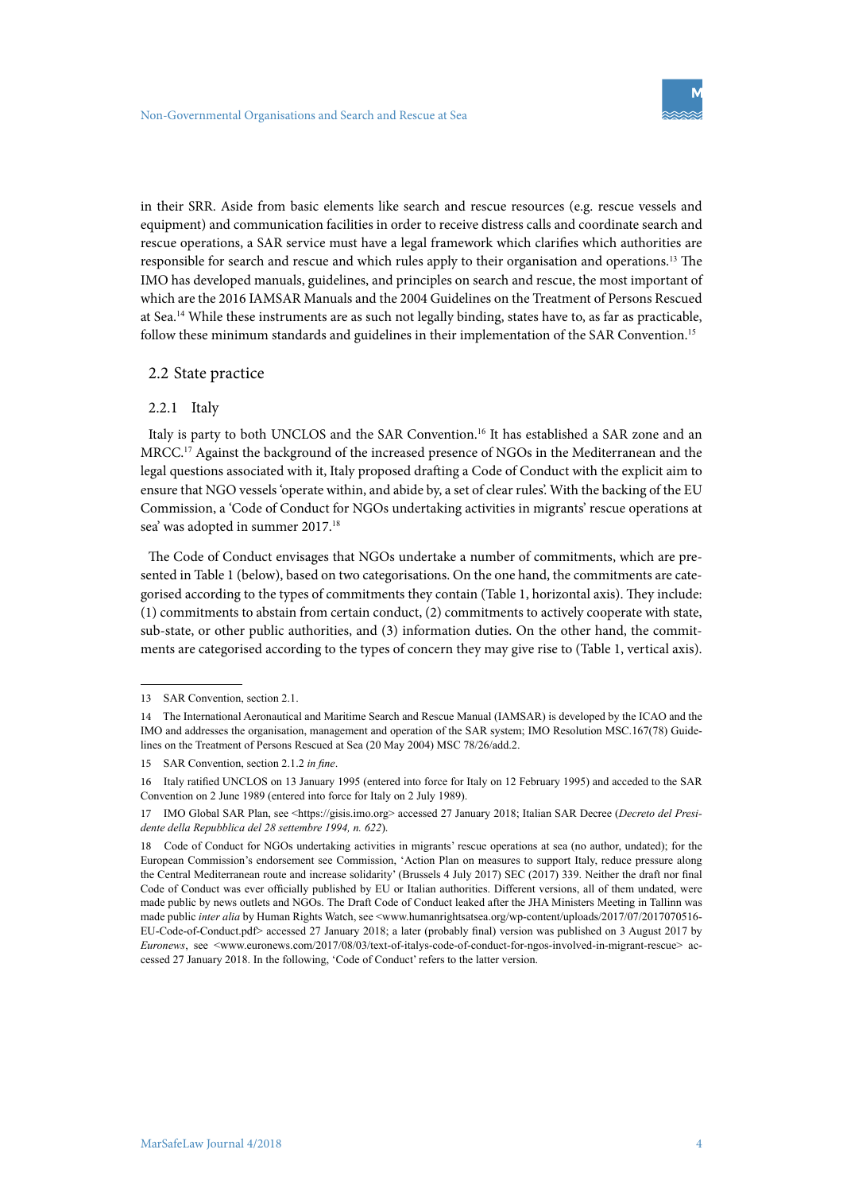in their SRR. Aside from basic elements like search and rescue resources (e.g. rescue vessels and equipment) and communication facilities in order to receive distress calls and coordinate search and rescue operations, a SAR service must have a legal framework which clarifies which authorities are responsible for search and rescue and which rules apply to their organisation and operations.[13] The IMO has developed manuals, guidelines, and principles on search and rescue, the most important of which are the 2016 IAMSAR Manuals and the 2004 Guidelines on the Treatment of Persons Rescued at Sea.[14] While these instruments are as such not legally binding, states have to, as far as practicable, follow these minimum standards and guidelines in their implementation of the SAR Convention.[15]

## 2.2 State practice

### 2.2.1 Italy

Italy is party to both UNCLOS and the SAR Convention.[16] It has established a SAR zone and an MRCC.[17] Against the background of the increased presence of NGOs in the Mediterranean and the legal questions associated with it, Italy proposed drafting a Code of Conduct with the explicit aim to ensure that NGO vessels 'operate within, and abide by, a set of clear rules'. With the backing of the EU Commission, a 'Code of Conduct for NGOs undertaking activities in migrants' rescue operations at sea' was adopted in summer 2017.[18]

The Code of Conduct envisages that NGOs undertake a number of commitments, which are presented in Table 1 (below), based on two categorisations. On the one hand, the commitments are categorised according to the types of commitments they contain (Table 1, horizontal axis). They include: (1) commitments to abstain from certain conduct, (2) commitments to actively cooperate with state, sub-state, or other public authorities, and (3) information duties. On the other hand, the commitments are categorised according to the types of concern they may give rise to (Table 1, vertical axis).

---

13 SAR Convention, section 2.1.

14 The International Aeronautical and Maritime Search and Rescue Manual (IAMSAR) is developed by the ICAO and the IMO and addresses the organisation, management and operation of the SAR system; IMO Resolution MSC.167(78) Guidelines on the Treatment of Persons Rescued at Sea (20 May 2004) MSC 78/26/add.2.

15 SAR Convention, section 2.1.2 *in fine*.

16 Italy ratified UNCLOS on 13 January 1995 (entered into force for Italy on 12 February 1995) and acceded to the SAR Convention on 2 June 1989 (entered into force for Italy on 2 July 1989).

17 IMO Global SAR Plan, see <https://gisis.imo.org> accessed 27 January 2018; Italian SAR Decree (*Decreto del Presidente della Repubblica del 28 settembre 1994, n. 622*).

18 Code of Conduct for NGOs undertaking activities in migrants' rescue operations at sea (no author, undated); for the European Commission's endorsement see Commission, 'Action Plan on measures to support Italy, reduce pressure along the Central Mediterranean route and increase solidarity' (Brussels 4 July 2017) SEC (2017) 339. Neither the draft nor final Code of Conduct was ever officially published by EU or Italian authorities. Different versions, all of them undated, were made public by news outlets and NGOs. The Draft Code of Conduct leaked after the JHA Ministers Meeting in Tallinn was made public *inter alia* by Human Rights Watch, see <www.humanrightsatsea.org/wp-content/uploads/2017/07/20170705l6-EU-Code-of-Conduct.pdf> accessed 27 January 2018; a later (probably final) version was published on 3 August 2017 by *Euronews*, see <www.euronews.com/2017/08/03/text-of-italys-code-of-conduct-for-ngos-involved-in-migrant-rescue> accessed 27 January 2018. In the following, 'Code of Conduct' refers to the latter version.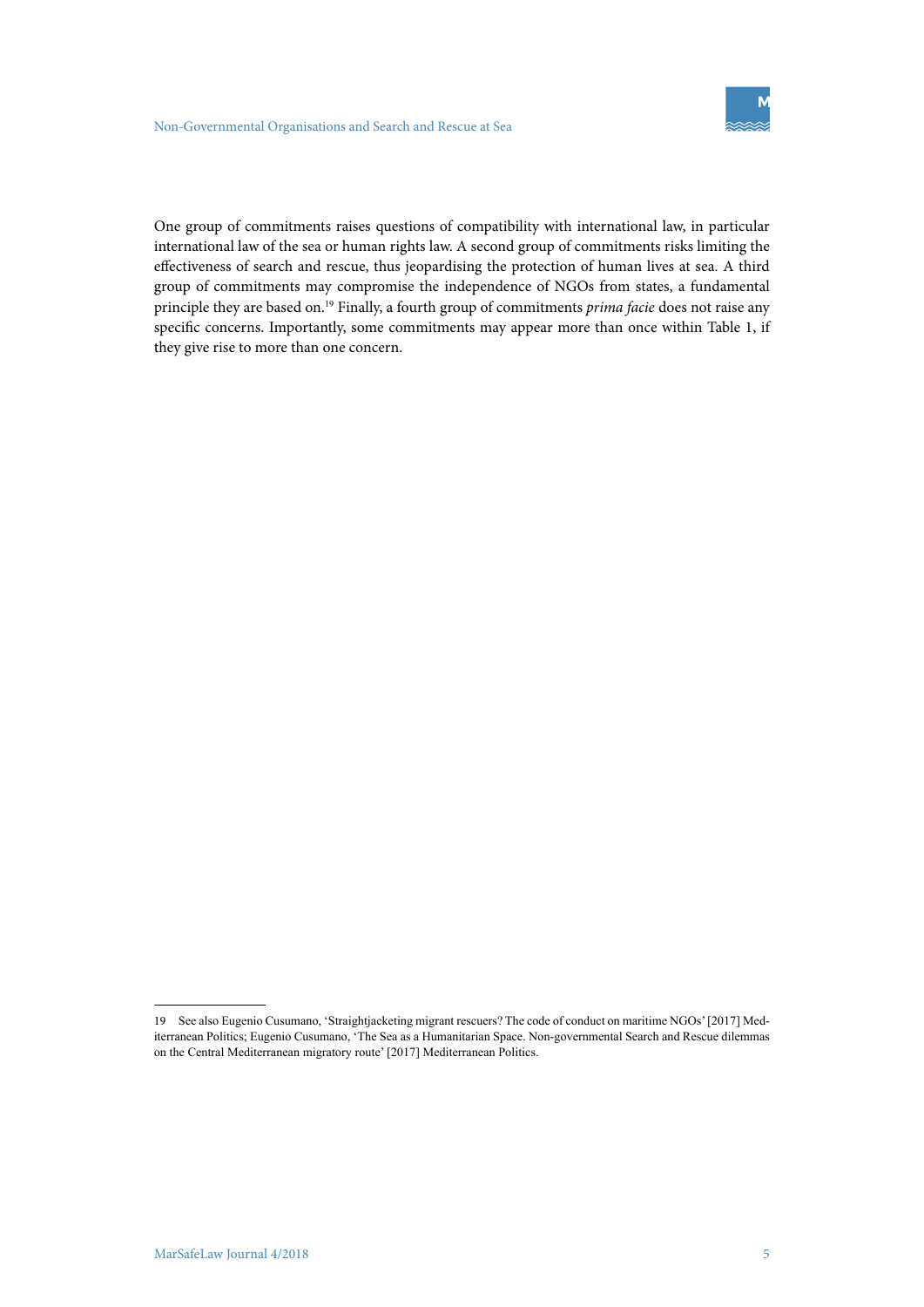One group of commitments raises questions of compatibility with international law, in particular international law of the sea or human rights law. A second group of commitments risks limiting the effectiveness of search and rescue, thus jeopardising the protection of human lives at sea. A third group of commitments may compromise the independence of NGOs from states, a fundamental principle they are based on.[19] Finally, a fourth group of commitments *prima facie* does not raise any specific concerns. Importantly, some commitments may appear more than once within Table 1, if they give rise to more than one concern.

---

19 See also Eugenio Cusumano, 'Straightjacketing migrant rescuers? The code of conduct on maritime NGOs' [2017] Mediterranean Politics; Eugenio Cusumano, 'The Sea as a Humanitarian Space. Non-governmental Search and Rescue dilemmas on the Central Mediterranean migratory route' [2017] Mediterranean Politics.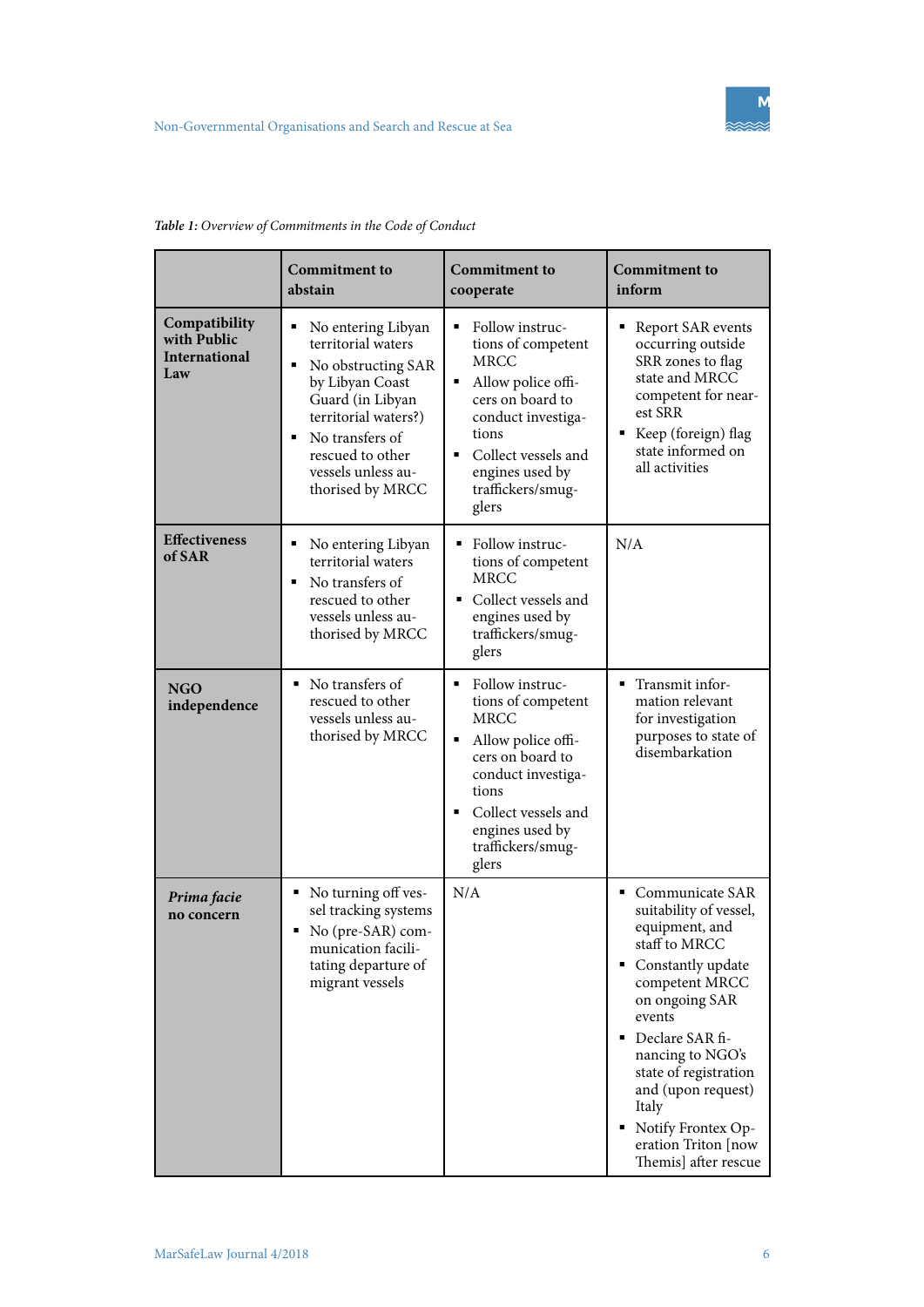*Table 1: Overview of Commitments in the Code of Conduct*

| | Commitment to abstain | Commitment to cooperate | Commitment to inform |
|---|---|---|---|
| **Compatibility with Public International Law** | ▪ No entering Libyan territorial waters<br>▪ No obstructing SAR by Libyan Coast Guard (in Libyan territorial waters?)<br>▪ No transfers of rescued to other vessels unless authorised by MRCC | ▪ Follow instructions of competent MRCC<br>▪ Allow police officers on board to conduct investigations<br>▪ Collect vessels and engines used by traffickers/smugglers | ▪ Report SAR events occurring outside SRR zones to flag state and MRCC competent for nearest SRR<br>▪ Keep (foreign) flag state informed on all activities |
| **Effectiveness of SAR** | ▪ No entering Libyan territorial waters<br>▪ No transfers of rescued to other vessels unless authorised by MRCC | ▪ Follow instructions of competent MRCC<br>▪ Collect vessels and engines used by traffickers/smugglers | N/A |
| **NGO independence** | ▪ No transfers of rescued to other vessels unless authorised by MRCC | ▪ Follow instructions of competent MRCC<br>▪ Allow police officers on board to conduct investigations<br>▪ Collect vessels and engines used by traffickers/smugglers | ▪ Transmit information relevant for investigation purposes to state of disembarkation |
| ***Prima facie* no concern** | ▪ No turning off vessel tracking systems<br>▪ No (pre-SAR) communication facilitating departure of migrant vessels | N/A | ▪ Communicate SAR suitability of vessel, equipment, and staff to MRCC<br>▪ Constantly update competent MRCC on ongoing SAR events<br>▪ Declare SAR financing to NGO's state of registration and (upon request) Italy<br>▪ Notify Frontex Operation Triton [now Themis] after rescue |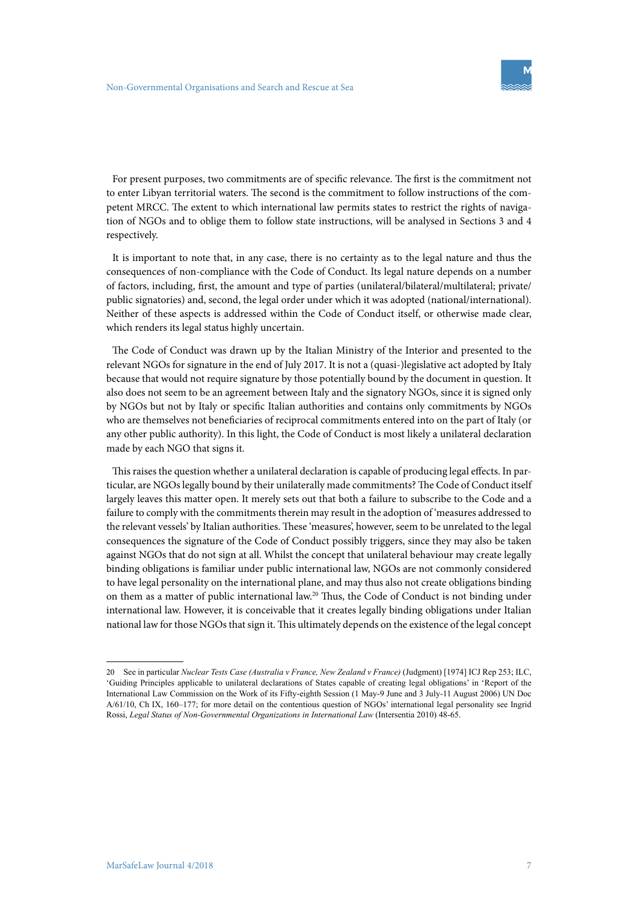For present purposes, two commitments are of specific relevance. The first is the commitment not to enter Libyan territorial waters. The second is the commitment to follow instructions of the competent MRCC. The extent to which international law permits states to restrict the rights of navigation of NGOs and to oblige them to follow state instructions, will be analysed in Sections 3 and 4 respectively.

It is important to note that, in any case, there is no certainty as to the legal nature and thus the consequences of non-compliance with the Code of Conduct. Its legal nature depends on a number of factors, including, first, the amount and type of parties (unilateral/bilateral/multilateral; private/public signatories) and, second, the legal order under which it was adopted (national/international). Neither of these aspects is addressed within the Code of Conduct itself, or otherwise made clear, which renders its legal status highly uncertain.

The Code of Conduct was drawn up by the Italian Ministry of the Interior and presented to the relevant NGOs for signature in the end of July 2017. It is not a (quasi-)legislative act adopted by Italy because that would not require signature by those potentially bound by the document in question. It also does not seem to be an agreement between Italy and the signatory NGOs, since it is signed only by NGOs but not by Italy or specific Italian authorities and contains only commitments by NGOs who are themselves not beneficiaries of reciprocal commitments entered into on the part of Italy (or any other public authority). In this light, the Code of Conduct is most likely a unilateral declaration made by each NGO that signs it.

This raises the question whether a unilateral declaration is capable of producing legal effects. In particular, are NGOs legally bound by their unilaterally made commitments? The Code of Conduct itself largely leaves this matter open. It merely sets out that both a failure to subscribe to the Code and a failure to comply with the commitments therein may result in the adoption of 'measures addressed to the relevant vessels' by Italian authorities. These 'measures', however, seem to be unrelated to the legal consequences the signature of the Code of Conduct possibly triggers, since they may also be taken against NGOs that do not sign at all. Whilst the concept that unilateral behaviour may create legally binding obligations is familiar under public international law, NGOs are not commonly considered to have legal personality on the international plane, and may thus also not create obligations binding on them as a matter of public international law.[20] Thus, the Code of Conduct is not binding under international law. However, it is conceivable that it creates legally binding obligations under Italian national law for those NGOs that sign it. This ultimately depends on the existence of the legal concept

---

20 See in particular *Nuclear Tests Case (Australia v France, New Zealand v France)* (Judgment) [1974] ICJ Rep 253; ILC, 'Guiding Principles applicable to unilateral declarations of States capable of creating legal obligations' in 'Report of the International Law Commission on the Work of its Fifty-eighth Session (1 May-9 June and 3 July-11 August 2006) UN Doc A/61/10, Ch IX, 160–177; for more detail on the contentious question of NGOs' international legal personality see Ingrid Rossi, *Legal Status of Non-Governmental Organizations in International Law* (Intersentia 2010) 48-65.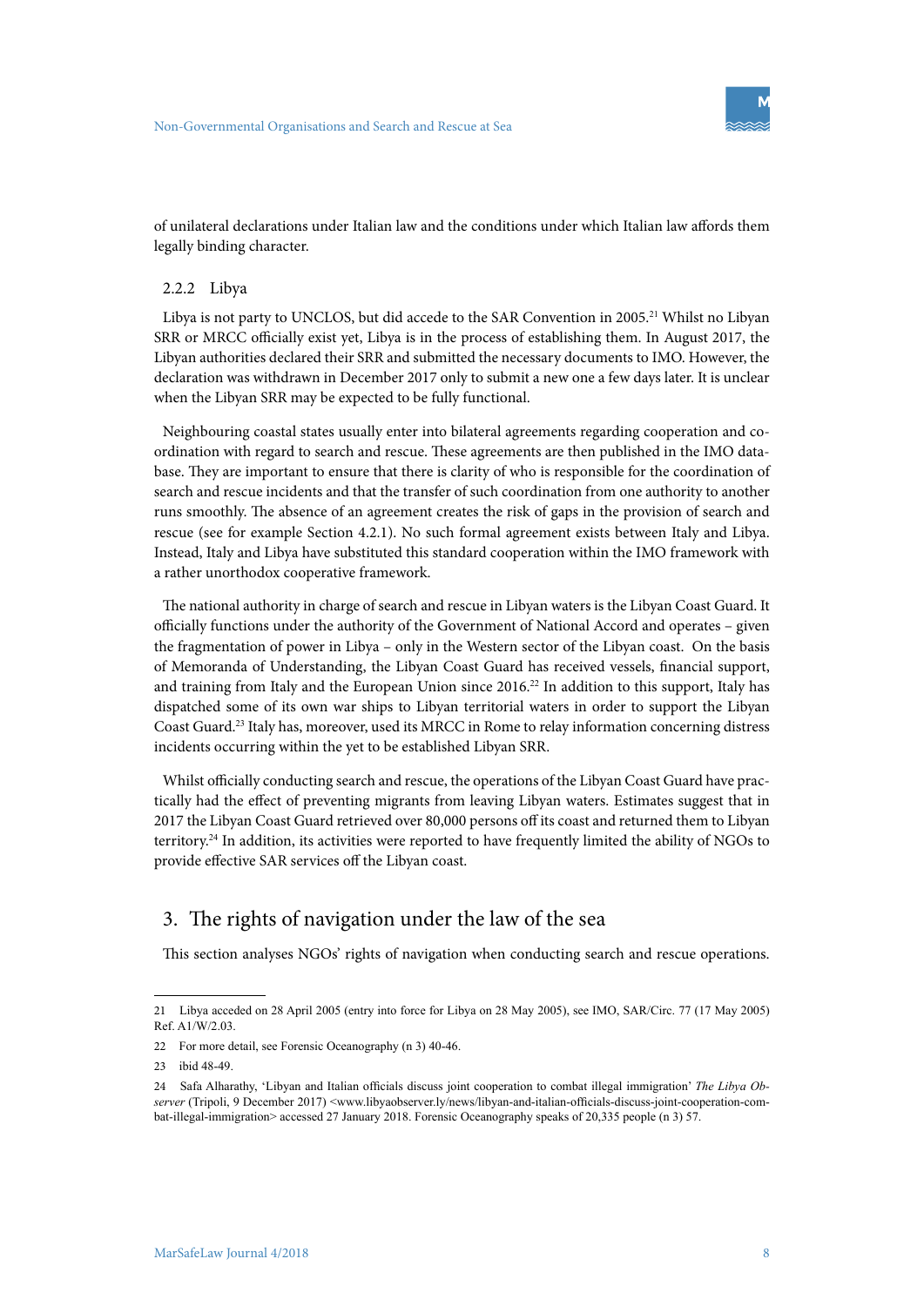of unilateral declarations under Italian law and the conditions under which Italian law affords them legally binding character.

### 2.2.2 Libya

Libya is not party to UNCLOS, but did accede to the SAR Convention in 2005.[21] Whilst no Libyan SRR or MRCC officially exist yet, Libya is in the process of establishing them. In August 2017, the Libyan authorities declared their SRR and submitted the necessary documents to IMO. However, the declaration was withdrawn in December 2017 only to submit a new one a few days later. It is unclear when the Libyan SRR may be expected to be fully functional.

Neighbouring coastal states usually enter into bilateral agreements regarding cooperation and coordination with regard to search and rescue. These agreements are then published in the IMO database. They are important to ensure that there is clarity of who is responsible for the coordination of search and rescue incidents and that the transfer of such coordination from one authority to another runs smoothly. The absence of an agreement creates the risk of gaps in the provision of search and rescue (see for example Section 4.2.1). No such formal agreement exists between Italy and Libya. Instead, Italy and Libya have substituted this standard cooperation within the IMO framework with a rather unorthodox cooperative framework.

The national authority in charge of search and rescue in Libyan waters is the Libyan Coast Guard. It officially functions under the authority of the Government of National Accord and operates – given the fragmentation of power in Libya – only in the Western sector of the Libyan coast. On the basis of Memoranda of Understanding, the Libyan Coast Guard has received vessels, financial support, and training from Italy and the European Union since 2016.[22] In addition to this support, Italy has dispatched some of its own war ships to Libyan territorial waters in order to support the Libyan Coast Guard.[23] Italy has, moreover, used its MRCC in Rome to relay information concerning distress incidents occurring within the yet to be established Libyan SRR.

Whilst officially conducting search and rescue, the operations of the Libyan Coast Guard have practically had the effect of preventing migrants from leaving Libyan waters. Estimates suggest that in 2017 the Libyan Coast Guard retrieved over 80,000 persons off its coast and returned them to Libyan territory.[24] In addition, its activities were reported to have frequently limited the ability of NGOs to provide effective SAR services off the Libyan coast.

## 3. The rights of navigation under the law of the sea

This section analyses NGOs' rights of navigation when conducting search and rescue operations.

---

21 Libya acceded on 28 April 2005 (entry into force for Libya on 28 May 2005), see IMO, SAR/Circ. 77 (17 May 2005) Ref. A1/W/2.03.

22 For more detail, see Forensic Oceanography (n 3) 40-46.

23 ibid 48-49.

24 Safa Alharathy, 'Libyan and Italian officials discuss joint cooperation to combat illegal immigration' *The Libya Observer* (Tripoli, 9 December 2017) <www.libyaobserver.ly/news/libyan-and-italian-officials-discuss-joint-cooperation-combat-illegal-immigration> accessed 27 January 2018. Forensic Oceanography speaks of 20,335 people (n 3) 57.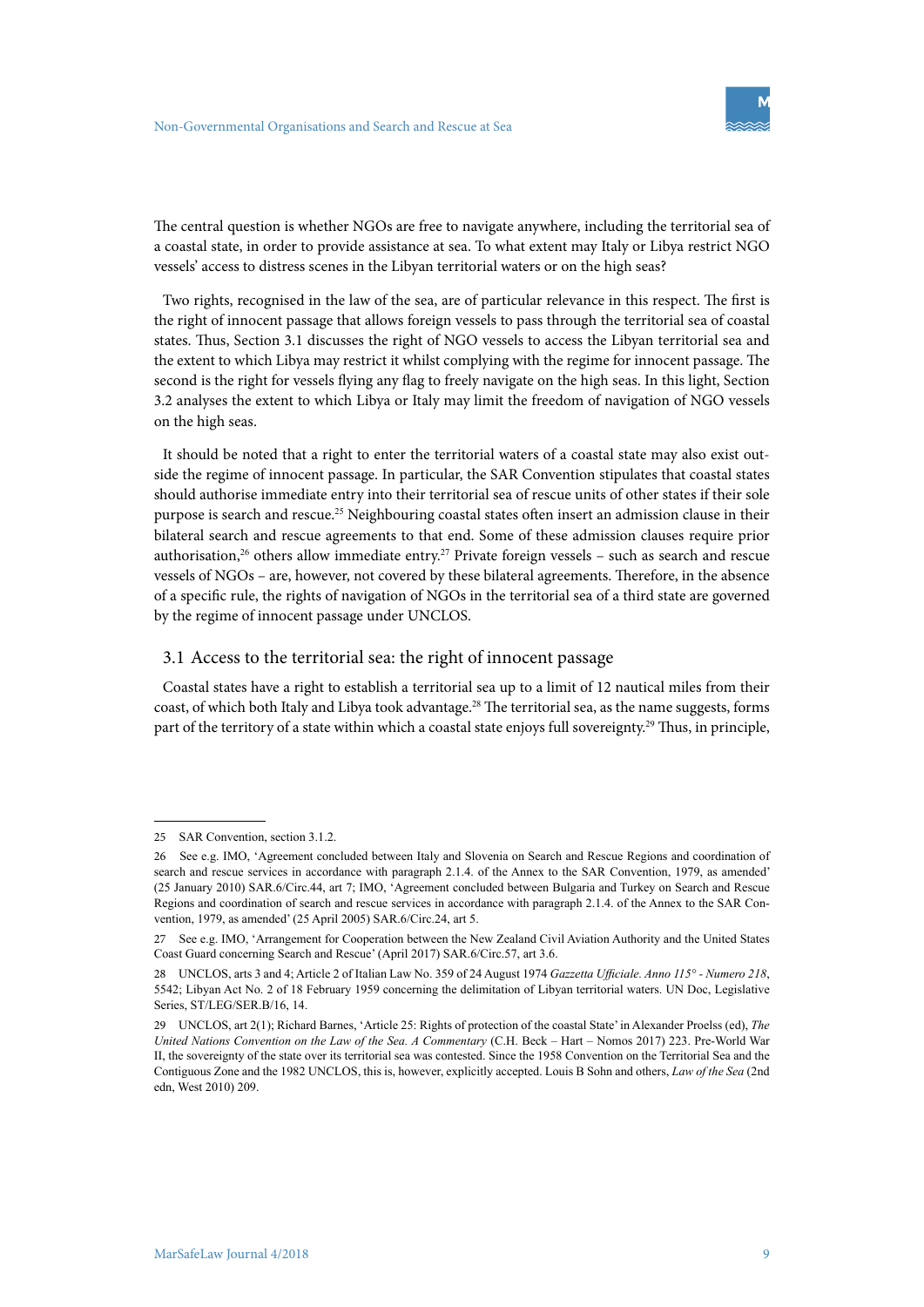The central question is whether NGOs are free to navigate anywhere, including the territorial sea of a coastal state, in order to provide assistance at sea. To what extent may Italy or Libya restrict NGO vessels' access to distress scenes in the Libyan territorial waters or on the high seas?

Two rights, recognised in the law of the sea, are of particular relevance in this respect. The first is the right of innocent passage that allows foreign vessels to pass through the territorial sea of coastal states. Thus, Section 3.1 discusses the right of NGO vessels to access the Libyan territorial sea and the extent to which Libya may restrict it whilst complying with the regime for innocent passage. The second is the right for vessels flying any flag to freely navigate on the high seas. In this light, Section 3.2 analyses the extent to which Libya or Italy may limit the freedom of navigation of NGO vessels on the high seas.

It should be noted that a right to enter the territorial waters of a coastal state may also exist outside the regime of innocent passage. In particular, the SAR Convention stipulates that coastal states should authorise immediate entry into their territorial sea of rescue units of other states if their sole purpose is search and rescue.[25] Neighbouring coastal states often insert an admission clause in their bilateral search and rescue agreements to that end. Some of these admission clauses require prior authorisation,[26] others allow immediate entry.[27] Private foreign vessels – such as search and rescue vessels of NGOs – are, however, not covered by these bilateral agreements. Therefore, in the absence of a specific rule, the rights of navigation of NGOs in the territorial sea of a third state are governed by the regime of innocent passage under UNCLOS.

### 3.1 Access to the territorial sea: the right of innocent passage

Coastal states have a right to establish a territorial sea up to a limit of 12 nautical miles from their coast, of which both Italy and Libya took advantage.[28] The territorial sea, as the name suggests, forms part of the territory of a state within which a coastal state enjoys full sovereignty.[29] Thus, in principle,

---

25 SAR Convention, section 3.1.2.

26 See e.g. IMO, 'Agreement concluded between Italy and Slovenia on Search and Rescue Regions and coordination of search and rescue services in accordance with paragraph 2.1.4. of the Annex to the SAR Convention, 1979, as amended' (25 January 2010) SAR.6/Circ.44, art 7; IMO, 'Agreement concluded between Bulgaria and Turkey on Search and Rescue Regions and coordination of search and rescue services in accordance with paragraph 2.1.4. of the Annex to the SAR Convention, 1979, as amended' (25 April 2005) SAR.6/Circ.24, art 5.

27 See e.g. IMO, 'Arrangement for Cooperation between the New Zealand Civil Aviation Authority and the United States Coast Guard concerning Search and Rescue' (April 2017) SAR.6/Circ.57, art 3.6.

28 UNCLOS, arts 3 and 4; Article 2 of Italian Law No. 359 of 24 August 1974 *Gazzetta Ufficiale. Anno 115° - Numero 218*, 5542; Libyan Act No. 2 of 18 February 1959 concerning the delimitation of Libyan territorial waters. UN Doc, Legislative Series, ST/LEG/SER.B/16, 14.

29 UNCLOS, art 2(1); Richard Barnes, 'Article 25: Rights of protection of the coastal State' in Alexander Proelss (ed), *The United Nations Convention on the Law of the Sea. A Commentary* (C.H. Beck – Hart – Nomos 2017) 223. Pre-World War II, the sovereignty of the state over its territorial sea was contested. Since the 1958 Convention on the Territorial Sea and the Contiguous Zone and the 1982 UNCLOS, this is, however, explicitly accepted. Louis B Sohn and others, *Law of the Sea* (2nd edn, West 2010) 209.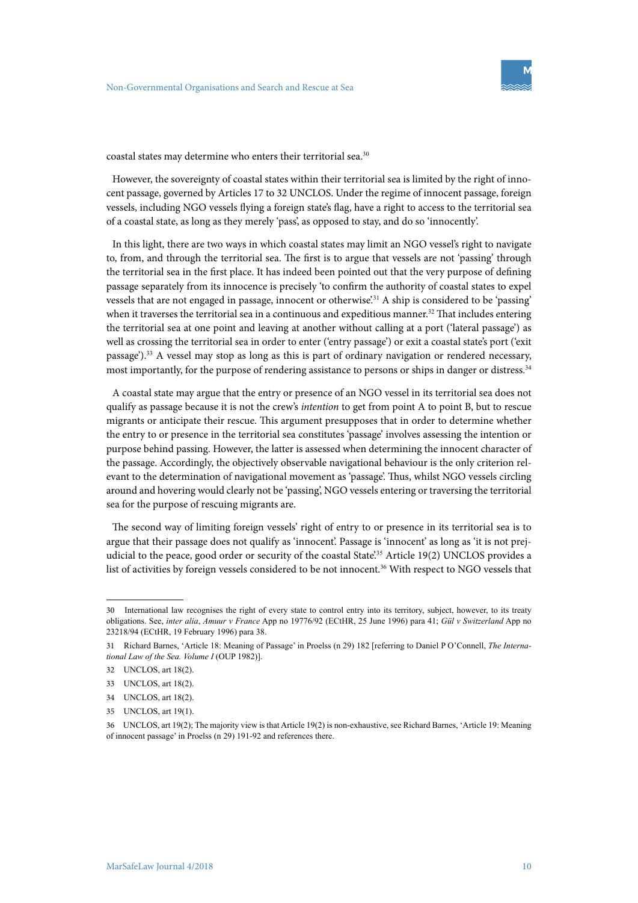coastal states may determine who enters their territorial sea.[30]

However, the sovereignty of coastal states within their territorial sea is limited by the right of innocent passage, governed by Articles 17 to 32 UNCLOS. Under the regime of innocent passage, foreign vessels, including NGO vessels flying a foreign state's flag, have a right to access to the territorial sea of a coastal state, as long as they merely 'pass', as opposed to stay, and do so 'innocently'.

In this light, there are two ways in which coastal states may limit an NGO vessel's right to navigate to, from, and through the territorial sea. The first is to argue that vessels are not 'passing' through the territorial sea in the first place. It has indeed been pointed out that the very purpose of defining passage separately from its innocence is precisely 'to confirm the authority of coastal states to expel vessels that are not engaged in passage, innocent or otherwise'.[31] A ship is considered to be 'passing' when it traverses the territorial sea in a continuous and expeditious manner.[32] That includes entering the territorial sea at one point and leaving at another without calling at a port ('lateral passage') as well as crossing the territorial sea in order to enter ('entry passage') or exit a coastal state's port ('exit passage').[33] A vessel may stop as long as this is part of ordinary navigation or rendered necessary, most importantly, for the purpose of rendering assistance to persons or ships in danger or distress.[34]

A coastal state may argue that the entry or presence of an NGO vessel in its territorial sea does not qualify as passage because it is not the crew's *intention* to get from point A to point B, but to rescue migrants or anticipate their rescue. This argument presupposes that in order to determine whether the entry to or presence in the territorial sea constitutes 'passage' involves assessing the intention or purpose behind passing. However, the latter is assessed when determining the innocent character of the passage. Accordingly, the objectively observable navigational behaviour is the only criterion relevant to the determination of navigational movement as 'passage'. Thus, whilst NGO vessels circling around and hovering would clearly not be 'passing', NGO vessels entering or traversing the territorial sea for the purpose of rescuing migrants are.

The second way of limiting foreign vessels' right of entry to or presence in its territorial sea is to argue that their passage does not qualify as 'innocent'. Passage is 'innocent' as long as 'it is not prejudicial to the peace, good order or security of the coastal State'.[35] Article 19(2) UNCLOS provides a list of activities by foreign vessels considered to be not innocent.[36] With respect to NGO vessels that

---

30 International law recognises the right of every state to control entry into its territory, subject, however, to its treaty obligations. See, *inter alia*, *Amuur v France* App no 19776/92 (ECtHR, 25 June 1996) para 41; *Gül v Switzerland* App no 23218/94 (ECtHR, 19 February 1996) para 38.

31 Richard Barnes, 'Article 18: Meaning of Passage' in Proelss (n 29) 182 [referring to Daniel P O'Connell, *The International Law of the Sea. Volume I* (OUP 1982)].

32 UNCLOS, art 18(2).

33 UNCLOS, art 18(2).

34 UNCLOS, art 18(2).

35 UNCLOS, art 19(1).

36 UNCLOS, art 19(2); The majority view is that Article 19(2) is non-exhaustive, see Richard Barnes, 'Article 19: Meaning of innocent passage' in Proelss (n 29) 191-92 and references there.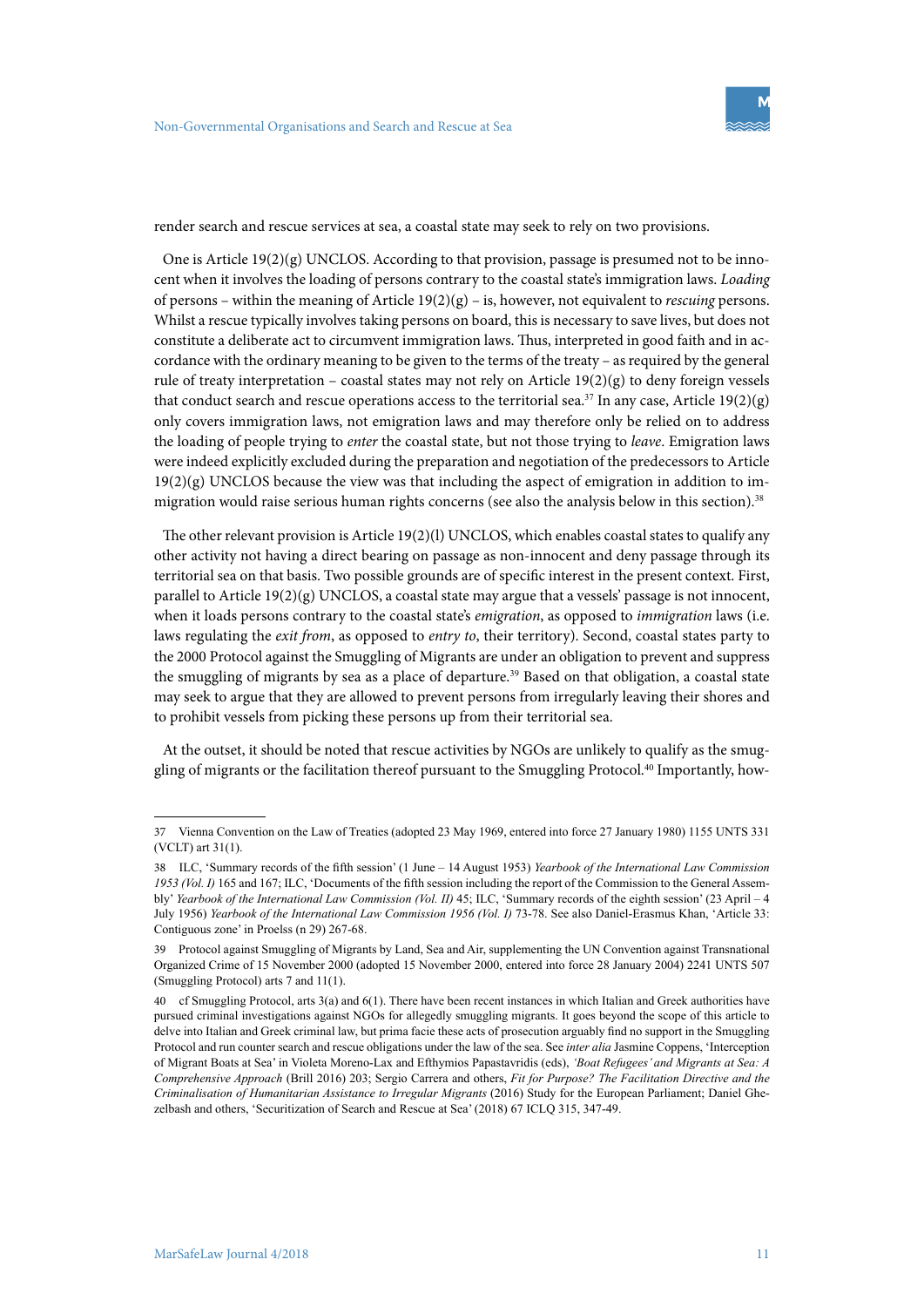render search and rescue services at sea, a coastal state may seek to rely on two provisions.

One is Article 19(2)(g) UNCLOS. According to that provision, passage is presumed not to be innocent when it involves the loading of persons contrary to the coastal state's immigration laws. *Loading* of persons – within the meaning of Article 19(2)(g) – is, however, not equivalent to *rescuing* persons. Whilst a rescue typically involves taking persons on board, this is necessary to save lives, but does not constitute a deliberate act to circumvent immigration laws. Thus, interpreted in good faith and in accordance with the ordinary meaning to be given to the terms of the treaty – as required by the general rule of treaty interpretation – coastal states may not rely on Article 19(2)(g) to deny foreign vessels that conduct search and rescue operations access to the territorial sea.[37] In any case, Article 19(2)(g) only covers immigration laws, not emigration laws and may therefore only be relied on to address the loading of people trying to *enter* the coastal state, but not those trying to *leave*. Emigration laws were indeed explicitly excluded during the preparation and negotiation of the predecessors to Article 19(2)(g) UNCLOS because the view was that including the aspect of emigration in addition to immigration would raise serious human rights concerns (see also the analysis below in this section).[38]

The other relevant provision is Article 19(2)(l) UNCLOS, which enables coastal states to qualify any other activity not having a direct bearing on passage as non-innocent and deny passage through its territorial sea on that basis. Two possible grounds are of specific interest in the present context. First, parallel to Article 19(2)(g) UNCLOS, a coastal state may argue that a vessels' passage is not innocent, when it loads persons contrary to the coastal state's *emigration*, as opposed to *immigration* laws (i.e. laws regulating the *exit from*, as opposed to *entry to*, their territory). Second, coastal states party to the 2000 Protocol against the Smuggling of Migrants are under an obligation to prevent and suppress the smuggling of migrants by sea as a place of departure.[39] Based on that obligation, a coastal state may seek to argue that they are allowed to prevent persons from irregularly leaving their shores and to prohibit vessels from picking these persons up from their territorial sea.

At the outset, it should be noted that rescue activities by NGOs are unlikely to qualify as the smuggling of migrants or the facilitation thereof pursuant to the Smuggling Protocol.[40] Importantly, how-

---

37 Vienna Convention on the Law of Treaties (adopted 23 May 1969, entered into force 27 January 1980) 1155 UNTS 331 (VCLT) art 31(1).

38 ILC, 'Summary records of the fifth session' (1 June – 14 August 1953) *Yearbook of the International Law Commission 1953 (Vol. I)* 165 and 167; ILC, 'Documents of the fifth session including the report of the Commission to the General Assembly' *Yearbook of the International Law Commission (Vol. II)* 45; ILC, 'Summary records of the eighth session' (23 April – 4 July 1956) *Yearbook of the International Law Commission 1956 (Vol. I)* 73-78. See also Daniel-Erasmus Khan, 'Article 33: Contiguous zone' in Proelss (n 29) 267-68.

39 Protocol against Smuggling of Migrants by Land, Sea and Air, supplementing the UN Convention against Transnational Organized Crime of 15 November 2000 (adopted 15 November 2000, entered into force 28 January 2004) 2241 UNTS 507 (Smuggling Protocol) arts 7 and 11(1).

40 cf Smuggling Protocol, arts 3(a) and 6(1). There have been recent instances in which Italian and Greek authorities have pursued criminal investigations against NGOs for allegedly smuggling migrants. It goes beyond the scope of this article to delve into Italian and Greek criminal law, but prima facie these acts of prosecution arguably find no support in the Smuggling Protocol and run counter search and rescue obligations under the law of the sea. See *inter alia* Jasmine Coppens, 'Interception of Migrant Boats at Sea' in Violeta Moreno-Lax and Efthymios Papastavridis (eds), *'Boat Refugees' and Migrants at Sea: A Comprehensive Approach* (Brill 2016) 203; Sergio Carrera and others, *Fit for Purpose? The Facilitation Directive and the Criminalisation of Humanitarian Assistance to Irregular Migrants* (2016) Study for the European Parliament; Daniel Ghezelbash and others, 'Securitization of Search and Rescue at Sea' (2018) 67 ICLQ 315, 347-49.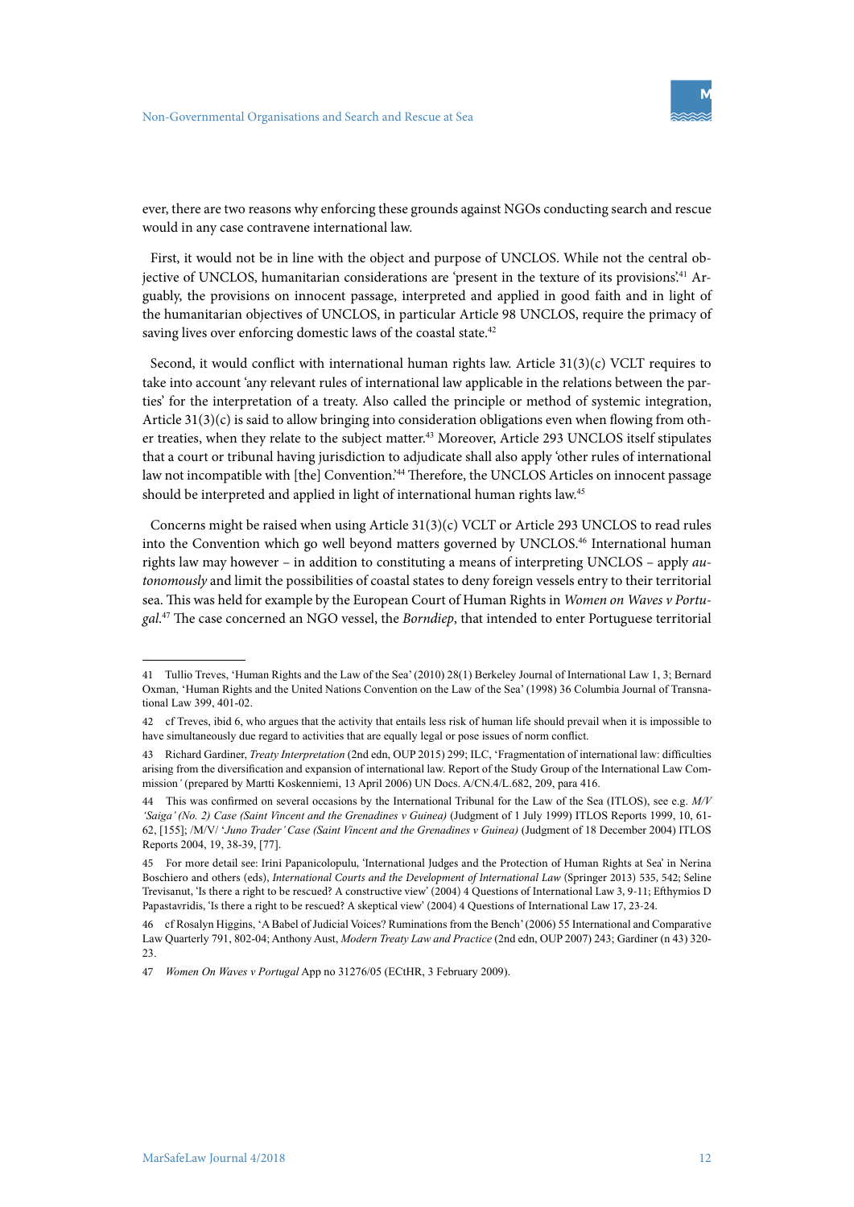ever, there are two reasons why enforcing these grounds against NGOs conducting search and rescue would in any case contravene international law.

First, it would not be in line with the object and purpose of UNCLOS. While not the central objective of UNCLOS, humanitarian considerations are 'present in the texture of its provisions'.[41] Arguably, the provisions on innocent passage, interpreted and applied in good faith and in light of the humanitarian objectives of UNCLOS, in particular Article 98 UNCLOS, require the primacy of saving lives over enforcing domestic laws of the coastal state.[42]

Second, it would conflict with international human rights law. Article 31(3)(c) VCLT requires to take into account 'any relevant rules of international law applicable in the relations between the parties' for the interpretation of a treaty. Also called the principle or method of systemic integration, Article 31(3)(c) is said to allow bringing into consideration obligations even when flowing from other treaties, when they relate to the subject matter.[43] Moreover, Article 293 UNCLOS itself stipulates that a court or tribunal having jurisdiction to adjudicate shall also apply 'other rules of international law not incompatible with [the] Convention.'[44] Therefore, the UNCLOS Articles on innocent passage should be interpreted and applied in light of international human rights law.[45]

Concerns might be raised when using Article 31(3)(c) VCLT or Article 293 UNCLOS to read rules into the Convention which go well beyond matters governed by UNCLOS.[46] International human rights law may however – in addition to constituting a means of interpreting UNCLOS – apply *autonomously* and limit the possibilities of coastal states to deny foreign vessels entry to their territorial sea. This was held for example by the European Court of Human Rights in *Women on Waves v Portugal*.[47] The case concerned an NGO vessel, the *Borndiep*, that intended to enter Portuguese territorial

---

41 Tullio Treves, 'Human Rights and the Law of the Sea' (2010) 28(1) Berkeley Journal of International Law 1, 3; Bernard Oxman, 'Human Rights and the United Nations Convention on the Law of the Sea' (1998) 36 Columbia Journal of Transnational Law 399, 401-02.

42 cf Treves, ibid 6, who argues that the activity that entails less risk of human life should prevail when it is impossible to have simultaneously due regard to activities that are equally legal or pose issues of norm conflict.

43 Richard Gardiner, *Treaty Interpretation* (2nd edn, OUP 2015) 299; ILC, 'Fragmentation of international law: difficulties arising from the diversification and expansion of international law. Report of the Study Group of the International Law Commission' (prepared by Martti Koskenniemi, 13 April 2006) UN Docs. A/CN.4/L.682, 209, para 416.

44 This was confirmed on several occasions by the International Tribunal for the Law of the Sea (ITLOS), see e.g. *M/V 'Saiga' (No. 2) Case (Saint Vincent and the Grenadines v Guinea)* (Judgment of 1 July 1999) ITLOS Reports 1999, 10, 61-62, [155]; /M/V/ '*Juno Trader' Case (Saint Vincent and the Grenadines v Guinea)* (Judgment of 18 December 2004) ITLOS Reports 2004, 19, 38-39, [77].

45 For more detail see: Irini Papanicolopulu, 'International Judges and the Protection of Human Rights at Sea' in Nerina Boschiero and others (eds), *International Courts and the Development of International Law* (Springer 2013) 535, 542; Seline Trevisanut, 'Is there a right to be rescued? A constructive view' (2004) 4 Questions of International Law 3, 9-11; Efthymios D Papastavridis, 'Is there a right to be rescued? A skeptical view' (2004) 4 Questions of International Law 17, 23-24.

46 cf Rosalyn Higgins, 'A Babel of Judicial Voices? Ruminations from the Bench' (2006) 55 International and Comparative Law Quarterly 791, 802-04; Anthony Aust, *Modern Treaty Law and Practice* (2nd edn, OUP 2007) 243; Gardiner (n 43) 320-23.

47 *Women On Waves v Portugal* App no 31276/05 (ECtHR, 3 February 2009).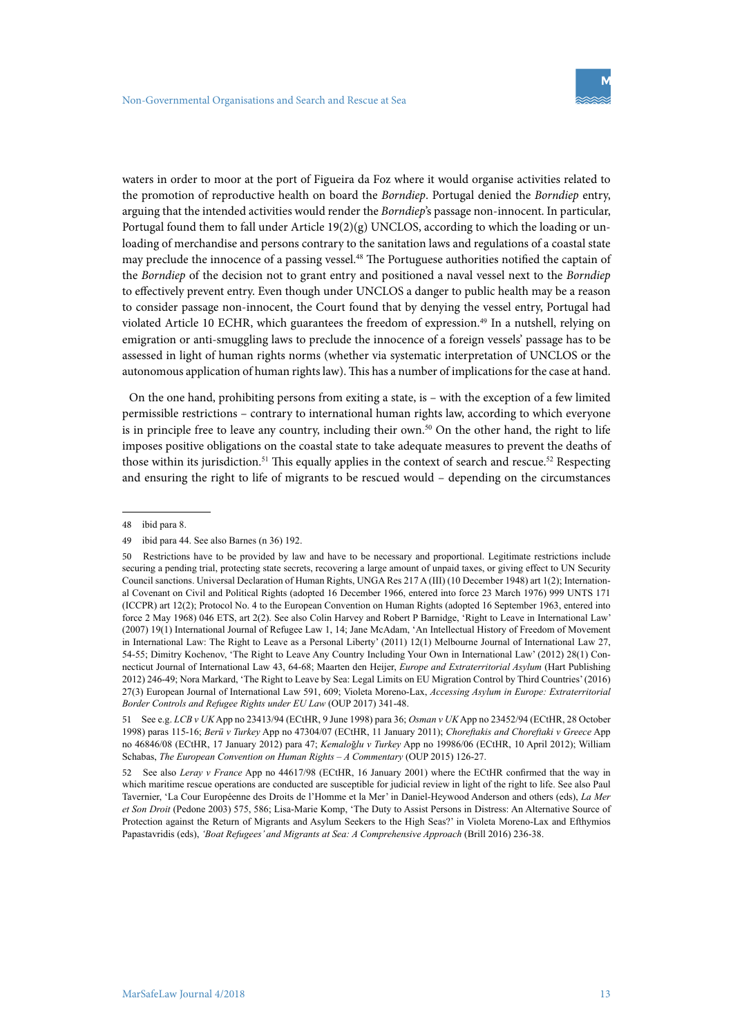waters in order to moor at the port of Figueira da Foz where it would organise activities related to the promotion of reproductive health on board the *Borndiep*. Portugal denied the *Borndiep* entry, arguing that the intended activities would render the *Borndiep*'s passage non-innocent. In particular, Portugal found them to fall under Article 19(2)(g) UNCLOS, according to which the loading or unloading of merchandise and persons contrary to the sanitation laws and regulations of a coastal state may preclude the innocence of a passing vessel.[48] The Portuguese authorities notified the captain of the *Borndiep* of the decision not to grant entry and positioned a naval vessel next to the *Borndiep* to effectively prevent entry. Even though under UNCLOS a danger to public health may be a reason to consider passage non-innocent, the Court found that by denying the vessel entry, Portugal had violated Article 10 ECHR, which guarantees the freedom of expression.[49] In a nutshell, relying on emigration or anti-smuggling laws to preclude the innocence of a foreign vessels' passage has to be assessed in light of human rights norms (whether via systematic interpretation of UNCLOS or the autonomous application of human rights law). This has a number of implications for the case at hand.

On the one hand, prohibiting persons from exiting a state, is – with the exception of a few limited permissible restrictions – contrary to international human rights law, according to which everyone is in principle free to leave any country, including their own.[50] On the other hand, the right to life imposes positive obligations on the coastal state to take adequate measures to prevent the deaths of those within its jurisdiction.[51] This equally applies in the context of search and rescue.[52] Respecting and ensuring the right to life of migrants to be rescued would – depending on the circumstances

---

48 ibid para 8.

49 ibid para 44. See also Barnes (n 36) 192.

50 Restrictions have to be provided by law and have to be necessary and proportional. Legitimate restrictions include securing a pending trial, protecting state secrets, recovering a large amount of unpaid taxes, or giving effect to UN Security Council sanctions. Universal Declaration of Human Rights, UNGA Res 217 A (III) (10 December 1948) art 1(2); International Covenant on Civil and Political Rights (adopted 16 December 1966, entered into force 23 March 1976) 999 UNTS 171 (ICCPR) art 12(2); Protocol No. 4 to the European Convention on Human Rights (adopted 16 September 1963, entered into force 2 May 1968) 046 ETS, art 2(2). See also Colin Harvey and Robert P Barnidge, 'Right to Leave in International Law' (2007) 19(1) International Journal of Refugee Law 1, 14; Jane McAdam, 'An Intellectual History of Freedom of Movement in International Law: The Right to Leave as a Personal Liberty' (2011) 12(1) Melbourne Journal of International Law 27, 54-55; Dimitry Kochenov, 'The Right to Leave Any Country Including Your Own in International Law' (2012) 28(1) Connecticut Journal of International Law 43, 64-68; Maarten den Heijer, *Europe and Extraterritorial Asylum* (Hart Publishing 2012) 246-49; Nora Markard, 'The Right to Leave by Sea: Legal Limits on EU Migration Control by Third Countries' (2016) 27(3) European Journal of International Law 591, 609; Violeta Moreno-Lax, *Accessing Asylum in Europe: Extraterritorial Border Controls and Refugee Rights under EU Law* (OUP 2017) 341-48.

51 See e.g. *LCB v UK* App no 23413/94 (ECtHR, 9 June 1998) para 36; *Osman v UK* App no 23452/94 (ECtHR, 28 October 1998) paras 115-16; *Berü v Turkey* App no 47304/07 (ECtHR, 11 January 2011); *Choreftakis and Choreftaki v Greece* App no 46846/08 (ECtHR, 17 January 2012) para 47; *Kemaloğlu v Turkey* App no 19986/06 (ECtHR, 10 April 2012); William Schabas, *The European Convention on Human Rights – A Commentary* (OUP 2015) 126-27.

52 See also *Leray v France* App no 44617/98 (ECtHR, 16 January 2001) where the ECtHR confirmed that the way in which maritime rescue operations are conducted are susceptible for judicial review in light of the right to life. See also Paul Tavernier, 'La Cour Européenne des Droits de l'Homme et la Mer' in Daniel-Heywood Anderson and others (eds), *La Mer et Son Droit* (Pedone 2003) 575, 586; Lisa-Marie Komp, 'The Duty to Assist Persons in Distress: An Alternative Source of Protection against the Return of Migrants and Asylum Seekers to the High Seas?' in Violeta Moreno-Lax and Efthymios Papastavridis (eds), *'Boat Refugees' and Migrants at Sea: A Comprehensive Approach* (Brill 2016) 236-38.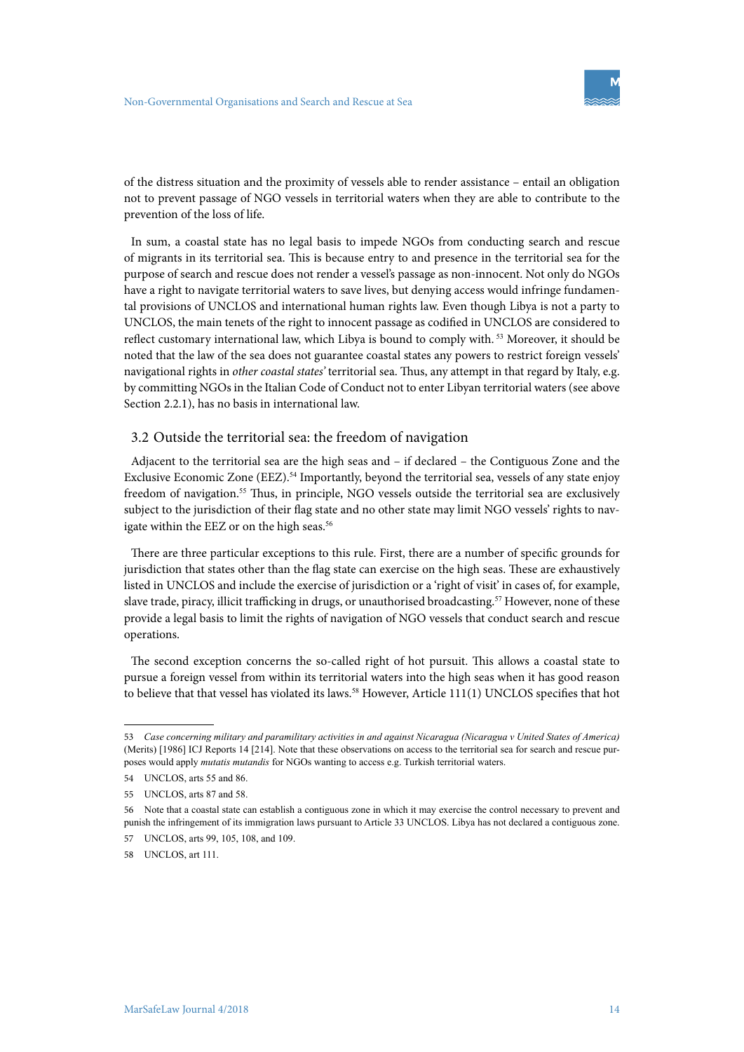of the distress situation and the proximity of vessels able to render assistance – entail an obligation not to prevent passage of NGO vessels in territorial waters when they are able to contribute to the prevention of the loss of life.

In sum, a coastal state has no legal basis to impede NGOs from conducting search and rescue of migrants in its territorial sea. This is because entry to and presence in the territorial sea for the purpose of search and rescue does not render a vessel's passage as non-innocent. Not only do NGOs have a right to navigate territorial waters to save lives, but denying access would infringe fundamental provisions of UNCLOS and international human rights law. Even though Libya is not a party to UNCLOS, the main tenets of the right to innocent passage as codified in UNCLOS are considered to reflect customary international law, which Libya is bound to comply with.[53] Moreover, it should be noted that the law of the sea does not guarantee coastal states any powers to restrict foreign vessels' navigational rights in *other coastal states'* territorial sea. Thus, any attempt in that regard by Italy, e.g. by committing NGOs in the Italian Code of Conduct not to enter Libyan territorial waters (see above Section 2.2.1), has no basis in international law.

## 3.2 Outside the territorial sea: the freedom of navigation

Adjacent to the territorial sea are the high seas and – if declared – the Contiguous Zone and the Exclusive Economic Zone (EEZ).[54] Importantly, beyond the territorial sea, vessels of any state enjoy freedom of navigation.[55] Thus, in principle, NGO vessels outside the territorial sea are exclusively subject to the jurisdiction of their flag state and no other state may limit NGO vessels' rights to navigate within the EEZ or on the high seas.[56]

There are three particular exceptions to this rule. First, there are a number of specific grounds for jurisdiction that states other than the flag state can exercise on the high seas. These are exhaustively listed in UNCLOS and include the exercise of jurisdiction or a 'right of visit' in cases of, for example, slave trade, piracy, illicit trafficking in drugs, or unauthorised broadcasting.[57] However, none of these provide a legal basis to limit the rights of navigation of NGO vessels that conduct search and rescue operations.

The second exception concerns the so-called right of hot pursuit. This allows a coastal state to pursue a foreign vessel from within its territorial waters into the high seas when it has good reason to believe that that vessel has violated its laws.[58] However, Article 111(1) UNCLOS specifies that hot

---

53 *Case concerning military and paramilitary activities in and against Nicaragua (Nicaragua v United States of America)* (Merits) [1986] ICJ Reports 14 [214]. Note that these observations on access to the territorial sea for search and rescue purposes would apply *mutatis mutandis* for NGOs wanting to access e.g. Turkish territorial waters.

54 UNCLOS, arts 55 and 86.

55 UNCLOS, arts 87 and 58.

56 Note that a coastal state can establish a contiguous zone in which it may exercise the control necessary to prevent and punish the infringement of its immigration laws pursuant to Article 33 UNCLOS. Libya has not declared a contiguous zone.

57 UNCLOS, arts 99, 105, 108, and 109.

58 UNCLOS, art 111.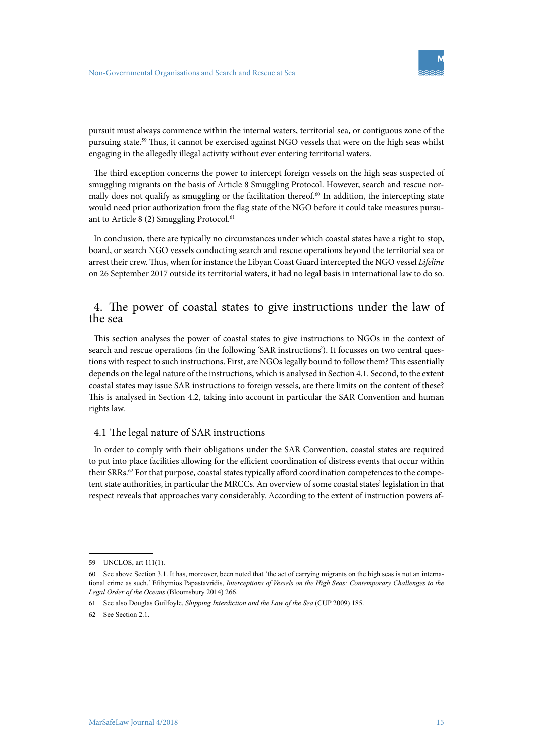pursuit must always commence within the internal waters, territorial sea, or contiguous zone of the pursuing state.[59] Thus, it cannot be exercised against NGO vessels that were on the high seas whilst engaging in the allegedly illegal activity without ever entering territorial waters.

The third exception concerns the power to intercept foreign vessels on the high seas suspected of smuggling migrants on the basis of Article 8 Smuggling Protocol. However, search and rescue normally does not qualify as smuggling or the facilitation thereof.[60] In addition, the intercepting state would need prior authorization from the flag state of the NGO before it could take measures pursuant to Article 8 (2) Smuggling Protocol.[61]

In conclusion, there are typically no circumstances under which coastal states have a right to stop, board, or search NGO vessels conducting search and rescue operations beyond the territorial sea or arrest their crew. Thus, when for instance the Libyan Coast Guard intercepted the NGO vessel *Lifeline* on 26 September 2017 outside its territorial waters, it had no legal basis in international law to do so.

## 4. The power of coastal states to give instructions under the law of the sea

This section analyses the power of coastal states to give instructions to NGOs in the context of search and rescue operations (in the following 'SAR instructions'). It focusses on two central questions with respect to such instructions. First, are NGOs legally bound to follow them? This essentially depends on the legal nature of the instructions, which is analysed in Section 4.1. Second, to the extent coastal states may issue SAR instructions to foreign vessels, are there limits on the content of these? This is analysed in Section 4.2, taking into account in particular the SAR Convention and human rights law.

### 4.1 The legal nature of SAR instructions

In order to comply with their obligations under the SAR Convention, coastal states are required to put into place facilities allowing for the efficient coordination of distress events that occur within their SRRs.[62] For that purpose, coastal states typically afford coordination competences to the competent state authorities, in particular the MRCCs. An overview of some coastal states' legislation in that respect reveals that approaches vary considerably. According to the extent of instruction powers af-

---

59 UNCLOS, art 111(1).

60 See above Section 3.1. It has, moreover, been noted that 'the act of carrying migrants on the high seas is not an international crime as such.' Efthymios Papastavridis, *Interceptions of Vessels on the High Seas: Contemporary Challenges to the Legal Order of the Oceans* (Bloomsbury 2014) 266.

61 See also Douglas Guilfoyle, *Shipping Interdiction and the Law of the Sea* (CUP 2009) 185.

62 See Section 2.1.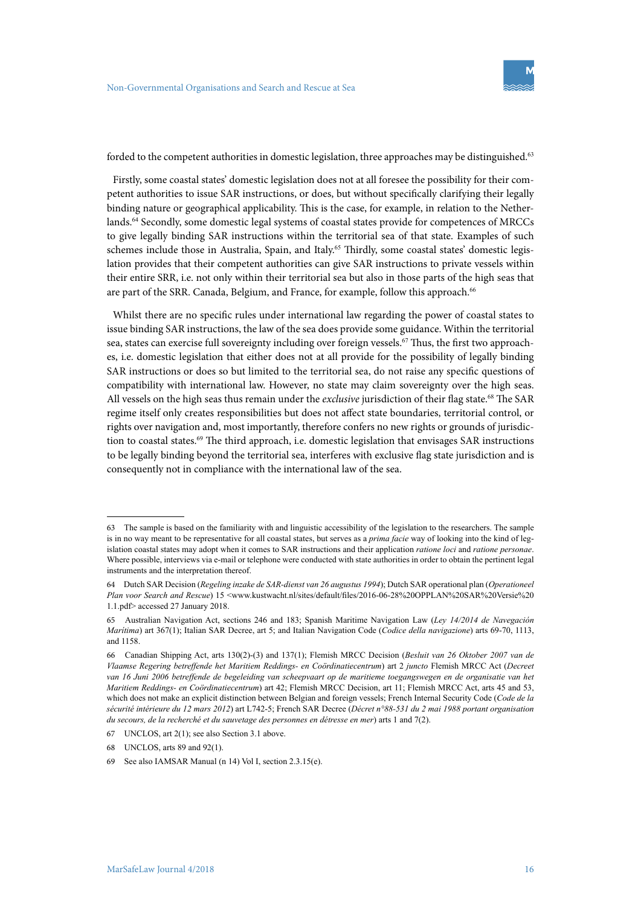forded to the competent authorities in domestic legislation, three approaches may be distinguished.[63]

Firstly, some coastal states' domestic legislation does not at all foresee the possibility for their competent authorities to issue SAR instructions, or does, but without specifically clarifying their legally binding nature or geographical applicability. This is the case, for example, in relation to the Netherlands.[64] Secondly, some domestic legal systems of coastal states provide for competences of MRCCs to give legally binding SAR instructions within the territorial sea of that state. Examples of such schemes include those in Australia, Spain, and Italy.[65] Thirdly, some coastal states' domestic legislation provides that their competent authorities can give SAR instructions to private vessels within their entire SRR, i.e. not only within their territorial sea but also in those parts of the high seas that are part of the SRR. Canada, Belgium, and France, for example, follow this approach.[66]

Whilst there are no specific rules under international law regarding the power of coastal states to issue binding SAR instructions, the law of the sea does provide some guidance. Within the territorial sea, states can exercise full sovereignty including over foreign vessels.[67] Thus, the first two approaches, i.e. domestic legislation that either does not at all provide for the possibility of legally binding SAR instructions or does so but limited to the territorial sea, do not raise any specific questions of compatibility with international law. However, no state may claim sovereignty over the high seas. All vessels on the high seas thus remain under the *exclusive* jurisdiction of their flag state.[68] The SAR regime itself only creates responsibilities but does not affect state boundaries, territorial control, or rights over navigation and, most importantly, therefore confers no new rights or grounds of jurisdiction to coastal states.[69] The third approach, i.e. domestic legislation that envisages SAR instructions to be legally binding beyond the territorial sea, interferes with exclusive flag state jurisdiction and is consequently not in compliance with the international law of the sea.

---

63 The sample is based on the familiarity with and linguistic accessibility of the legislation to the researchers. The sample is in no way meant to be representative for all coastal states, but serves as a *prima facie* way of looking into the kind of legislation coastal states may adopt when it comes to SAR instructions and their application *ratione loci* and *ratione personae*. Where possible, interviews via e-mail or telephone were conducted with state authorities in order to obtain the pertinent legal instruments and the interpretation thereof.

64 Dutch SAR Decision (*Regeling inzake de SAR-dienst van 26 augustus 1994*); Dutch SAR operational plan (*Operationeel Plan voor Search and Rescue*) 15 <www.kustwacht.nl/sites/default/files/2016-06-28%20OPPLAN%20SAR%20Versie%201.1.pdf> accessed 27 January 2018.

65 Australian Navigation Act, sections 246 and 183; Spanish Maritime Navigation Law (*Ley 14/2014 de Navegación Marítima*) art 367(1); Italian SAR Decree, art 5; and Italian Navigation Code (*Codice della navigazione*) arts 69-70, 1113, and 1158.

66 Canadian Shipping Act, arts 130(2)-(3) and 137(1); Flemish MRCC Decision (*Besluit van 26 Oktober 2007 van de Vlaamse Regering betreffende het Maritiem Reddings- en Coördinatiecentrum*) art 2 *juncto* Flemish MRCC Act (*Decreet van 16 Juni 2006 betreffende de begeleiding van scheepvaart op de maritieme toegangswegen en de organisatie van het Maritiem Reddings- en Coördinatiecentrum*) art 42; Flemish MRCC Decision, art 11; Flemish MRCC Act, arts 45 and 53, which does not make an explicit distinction between Belgian and foreign vessels; French Internal Security Code (*Code de la sécurité intérieure du 12 mars 2012*) art L742-5; French SAR Decree (*Décret n°88-531 du 2 mai 1988 portant organisation du secours, de la recherché et du sauvetage des personnes en détresse en mer*) arts 1 and 7(2).

67 UNCLOS, art 2(1); see also Section 3.1 above.

68 UNCLOS, arts 89 and 92(1).

69 See also IAMSAR Manual (n 14) Vol I, section 2.3.15(e).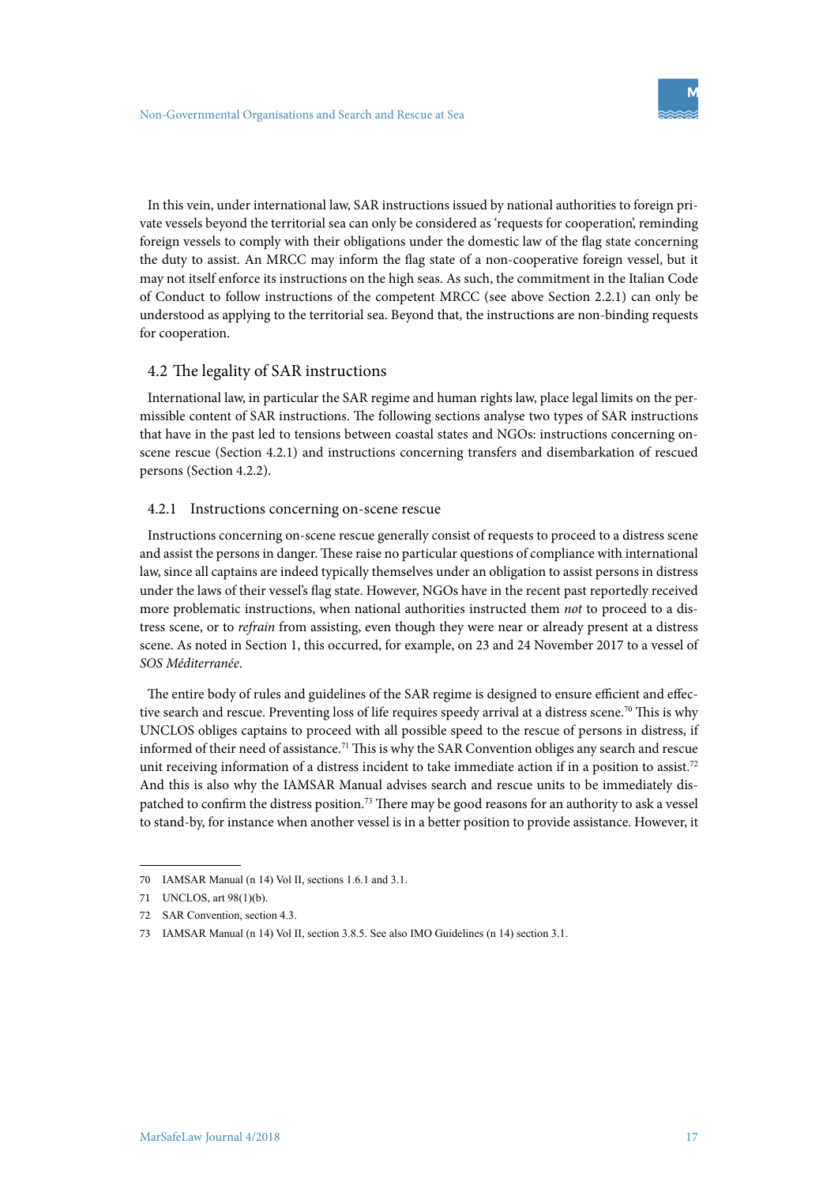In this vein, under international law, SAR instructions issued by national authorities to foreign private vessels beyond the territorial sea can only be considered as 'requests for cooperation', reminding foreign vessels to comply with their obligations under the domestic law of the flag state concerning the duty to assist. An MRCC may inform the flag state of a non-cooperative foreign vessel, but it may not itself enforce its instructions on the high seas. As such, the commitment in the Italian Code of Conduct to follow instructions of the competent MRCC (see above Section 2.2.1) can only be understood as applying to the territorial sea. Beyond that, the instructions are non-binding requests for cooperation.

## 4.2 The legality of SAR instructions

International law, in particular the SAR regime and human rights law, place legal limits on the permissible content of SAR instructions. The following sections analyse two types of SAR instructions that have in the past led to tensions between coastal states and NGOs: instructions concerning on-scene rescue (Section 4.2.1) and instructions concerning transfers and disembarkation of rescued persons (Section 4.2.2).

### 4.2.1 Instructions concerning on-scene rescue

Instructions concerning on-scene rescue generally consist of requests to proceed to a distress scene and assist the persons in danger. These raise no particular questions of compliance with international law, since all captains are indeed typically themselves under an obligation to assist persons in distress under the laws of their vessel's flag state. However, NGOs have in the recent past reportedly received more problematic instructions, when national authorities instructed them *not* to proceed to a distress scene, or to *refrain* from assisting, even though they were near or already present at a distress scene. As noted in Section 1, this occurred, for example, on 23 and 24 November 2017 to a vessel of *SOS Méditerranée*.

The entire body of rules and guidelines of the SAR regime is designed to ensure efficient and effective search and rescue. Preventing loss of life requires speedy arrival at a distress scene.[70] This is why UNCLOS obliges captains to proceed with all possible speed to the rescue of persons in distress, if informed of their need of assistance.[71] This is why the SAR Convention obliges any search and rescue unit receiving information of a distress incident to take immediate action if in a position to assist.[72] And this is also why the IAMSAR Manual advises search and rescue units to be immediately dispatched to confirm the distress position.[73] There may be good reasons for an authority to ask a vessel to stand-by, for instance when another vessel is in a better position to provide assistance. However, it

70 IAMSAR Manual (n 14) Vol II, sections 1.6.1 and 3.1.

71 UNCLOS, art 98(1)(b).

72 SAR Convention, section 4.3.

73 IAMSAR Manual (n 14) Vol II, section 3.8.5. See also IMO Guidelines (n 14) section 3.1.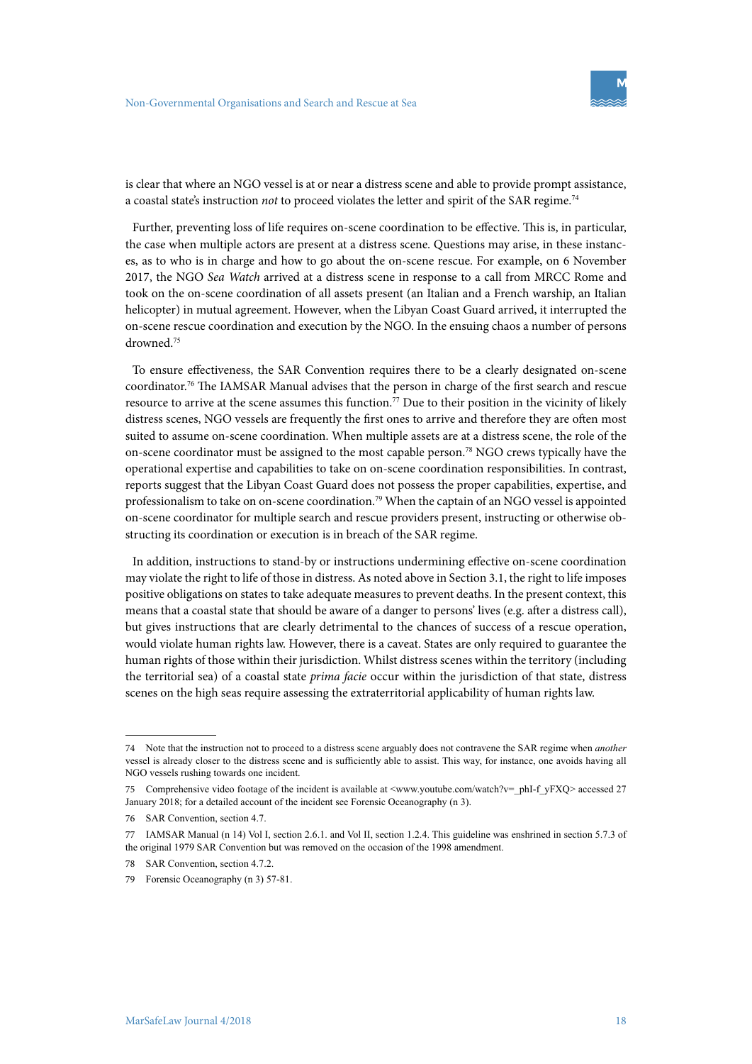is clear that where an NGO vessel is at or near a distress scene and able to provide prompt assistance, a coastal state's instruction *not* to proceed violates the letter and spirit of the SAR regime.[74]

Further, preventing loss of life requires on-scene coordination to be effective. This is, in particular, the case when multiple actors are present at a distress scene. Questions may arise, in these instances, as to who is in charge and how to go about the on-scene rescue. For example, on 6 November 2017, the NGO *Sea Watch* arrived at a distress scene in response to a call from MRCC Rome and took on the on-scene coordination of all assets present (an Italian and a French warship, an Italian helicopter) in mutual agreement. However, when the Libyan Coast Guard arrived, it interrupted the on-scene rescue coordination and execution by the NGO. In the ensuing chaos a number of persons drowned.[75]

To ensure effectiveness, the SAR Convention requires there to be a clearly designated on-scene coordinator.[76] The IAMSAR Manual advises that the person in charge of the first search and rescue resource to arrive at the scene assumes this function.[77] Due to their position in the vicinity of likely distress scenes, NGO vessels are frequently the first ones to arrive and therefore they are often most suited to assume on-scene coordination. When multiple assets are at a distress scene, the role of the on-scene coordinator must be assigned to the most capable person.[78] NGO crews typically have the operational expertise and capabilities to take on on-scene coordination responsibilities. In contrast, reports suggest that the Libyan Coast Guard does not possess the proper capabilities, expertise, and professionalism to take on on-scene coordination.[79] When the captain of an NGO vessel is appointed on-scene coordinator for multiple search and rescue providers present, instructing or otherwise obstructing its coordination or execution is in breach of the SAR regime.

In addition, instructions to stand-by or instructions undermining effective on-scene coordination may violate the right to life of those in distress. As noted above in Section 3.1, the right to life imposes positive obligations on states to take adequate measures to prevent deaths. In the present context, this means that a coastal state that should be aware of a danger to persons' lives (e.g. after a distress call), but gives instructions that are clearly detrimental to the chances of success of a rescue operation, would violate human rights law. However, there is a caveat. States are only required to guarantee the human rights of those within their jurisdiction. Whilst distress scenes within the territory (including the territorial sea) of a coastal state *prima facie* occur within the jurisdiction of that state, distress scenes on the high seas require assessing the extraterritorial applicability of human rights law.

---

74 Note that the instruction not to proceed to a distress scene arguably does not contravene the SAR regime when *another* vessel is already closer to the distress scene and is sufficiently able to assist. This way, for instance, one avoids having all NGO vessels rushing towards one incident.

75 Comprehensive video footage of the incident is available at <www.youtube.com/watch?v=_phI-f_yFXQ> accessed 27 January 2018; for a detailed account of the incident see Forensic Oceanography (n 3).

76 SAR Convention, section 4.7.

77 IAMSAR Manual (n 14) Vol I, section 2.6.1. and Vol II, section 1.2.4. This guideline was enshrined in section 5.7.3 of the original 1979 SAR Convention but was removed on the occasion of the 1998 amendment.

78 SAR Convention, section 4.7.2.

79 Forensic Oceanography (n 3) 57-81.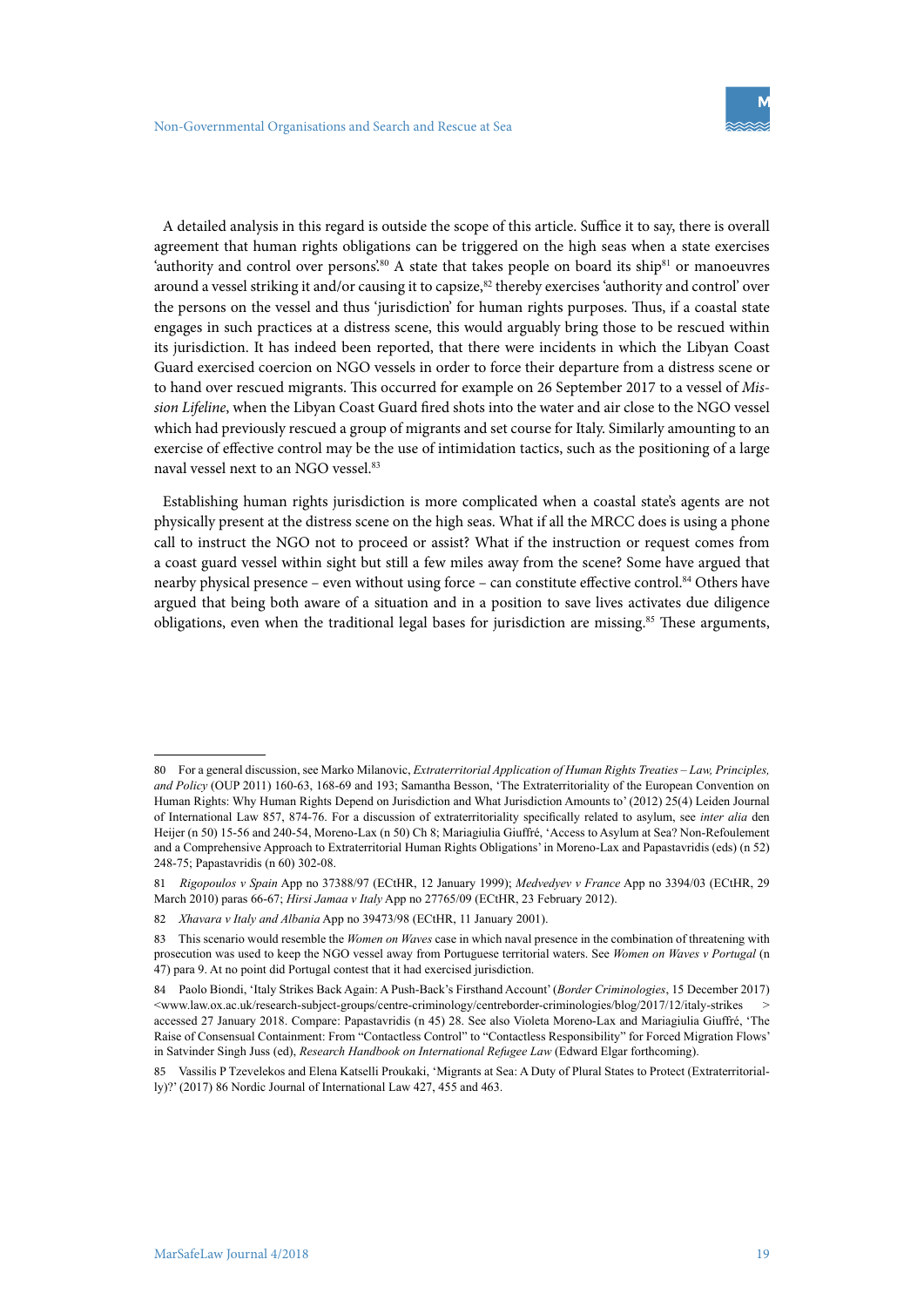A detailed analysis in this regard is outside the scope of this article. Suffice it to say, there is overall agreement that human rights obligations can be triggered on the high seas when a state exercises 'authority and control over persons'.[80] A state that takes people on board its ship[81] or manoeuvres around a vessel striking it and/or causing it to capsize,[82] thereby exercises 'authority and control' over the persons on the vessel and thus 'jurisdiction' for human rights purposes. Thus, if a coastal state engages in such practices at a distress scene, this would arguably bring those to be rescued within its jurisdiction. It has indeed been reported, that there were incidents in which the Libyan Coast Guard exercised coercion on NGO vessels in order to force their departure from a distress scene or to hand over rescued migrants. This occurred for example on 26 September 2017 to a vessel of *Mission Lifeline*, when the Libyan Coast Guard fired shots into the water and air close to the NGO vessel which had previously rescued a group of migrants and set course for Italy. Similarly amounting to an exercise of effective control may be the use of intimidation tactics, such as the positioning of a large naval vessel next to an NGO vessel.[83]

Establishing human rights jurisdiction is more complicated when a coastal state's agents are not physically present at the distress scene on the high seas. What if all the MRCC does is using a phone call to instruct the NGO not to proceed or assist? What if the instruction or request comes from a coast guard vessel within sight but still a few miles away from the scene? Some have argued that nearby physical presence – even without using force – can constitute effective control.[84] Others have argued that being both aware of a situation and in a position to save lives activates due diligence obligations, even when the traditional legal bases for jurisdiction are missing.[85] These arguments,

---

80 For a general discussion, see Marko Milanovic, *Extraterritorial Application of Human Rights Treaties – Law, Principles, and Policy* (OUP 2011) 160-63, 168-69 and 193; Samantha Besson, 'The Extraterritoriality of the European Convention on Human Rights: Why Human Rights Depend on Jurisdiction and What Jurisdiction Amounts to' (2012) 25(4) Leiden Journal of International Law 857, 874-76. For a discussion of extraterritoriality specifically related to asylum, see *inter alia* den Heijer (n 50) 15-56 and 240-54, Moreno-Lax (n 50) Ch 8; Mariagiulia Giuffré, 'Access to Asylum at Sea? Non-Refoulement and a Comprehensive Approach to Extraterritorial Human Rights Obligations' in Moreno-Lax and Papastavridis (eds) (n 52) 248-75; Papastavridis (n 60) 302-08.

81 *Rigopoulos v Spain* App no 37388/97 (ECtHR, 12 January 1999); *Medvedyev v France* App no 3394/03 (ECtHR, 29 March 2010) paras 66-67; *Hirsi Jamaa v Italy* App no 27765/09 (ECtHR, 23 February 2012).

82 *Xhavara v Italy and Albania* App no 39473/98 (ECtHR, 11 January 2001).

83 This scenario would resemble the *Women on Waves* case in which naval presence in the combination of threatening with prosecution was used to keep the NGO vessel away from Portuguese territorial waters. See *Women on Waves v Portugal* (n 47) para 9. At no point did Portugal contest that it had exercised jurisdiction.

84 Paolo Biondi, 'Italy Strikes Back Again: A Push-Back's Firsthand Account' (*Border Criminologies*, 15 December 2017) <www.law.ox.ac.uk/research-subject-groups/centre-criminology/centreborder-criminologies/blog/2017/12/italy-strikes > accessed 27 January 2018. Compare: Papastavridis (n 45) 28. See also Violeta Moreno-Lax and Mariagiulia Giuffré, 'The Raise of Consensual Containment: From "Contactless Control" to "Contactless Responsibility" for Forced Migration Flows' in Satvinder Singh Juss (ed), *Research Handbook on International Refugee Law* (Edward Elgar forthcoming).

85 Vassilis P Tzevelekos and Elena Katselli Proukaki, 'Migrants at Sea: A Duty of Plural States to Protect (Extraterritorially)?' (2017) 86 Nordic Journal of International Law 427, 455 and 463.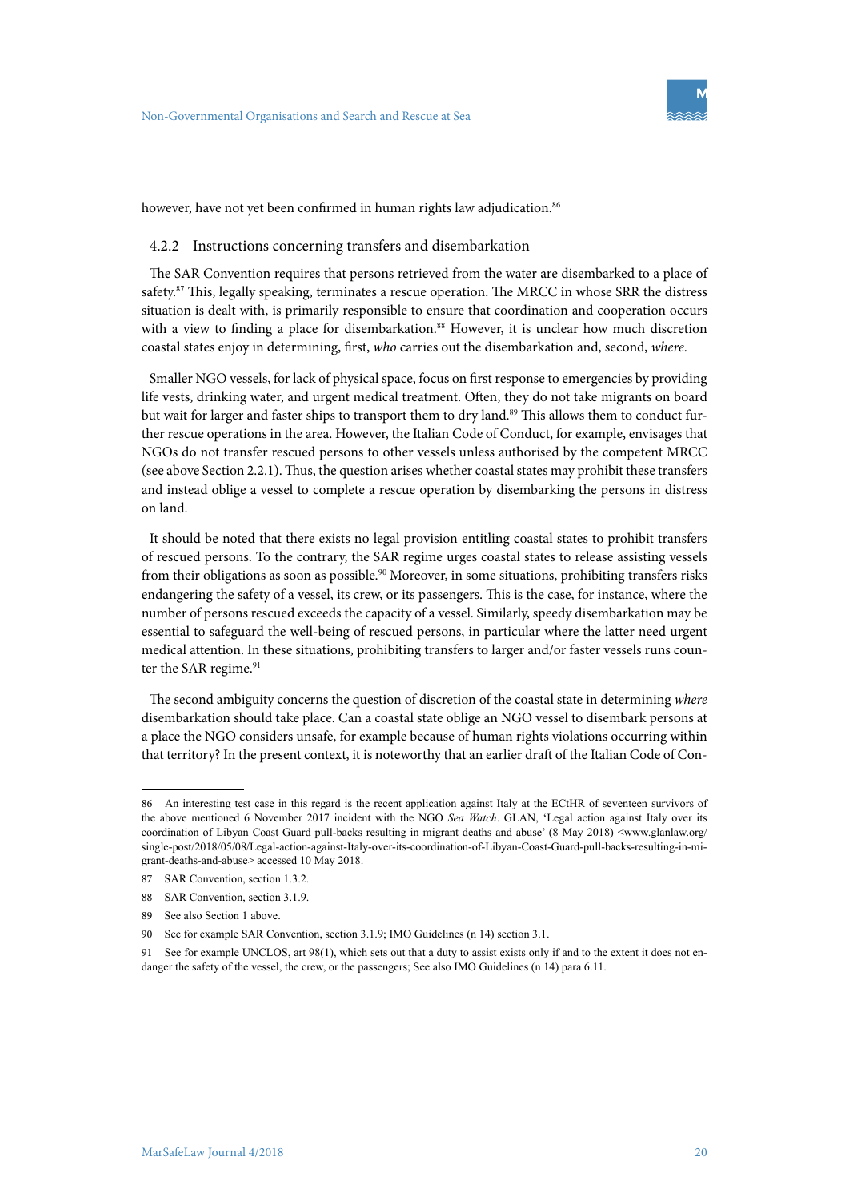however, have not yet been confirmed in human rights law adjudication.[86]

### 4.2.2 Instructions concerning transfers and disembarkation

The SAR Convention requires that persons retrieved from the water are disembarked to a place of safety.[87] This, legally speaking, terminates a rescue operation. The MRCC in whose SRR the distress situation is dealt with, is primarily responsible to ensure that coordination and cooperation occurs with a view to finding a place for disembarkation.[88] However, it is unclear how much discretion coastal states enjoy in determining, first, *who* carries out the disembarkation and, second, *where*.

Smaller NGO vessels, for lack of physical space, focus on first response to emergencies by providing life vests, drinking water, and urgent medical treatment. Often, they do not take migrants on board but wait for larger and faster ships to transport them to dry land.[89] This allows them to conduct further rescue operations in the area. However, the Italian Code of Conduct, for example, envisages that NGOs do not transfer rescued persons to other vessels unless authorised by the competent MRCC (see above Section 2.2.1). Thus, the question arises whether coastal states may prohibit these transfers and instead oblige a vessel to complete a rescue operation by disembarking the persons in distress on land.

It should be noted that there exists no legal provision entitling coastal states to prohibit transfers of rescued persons. To the contrary, the SAR regime urges coastal states to release assisting vessels from their obligations as soon as possible.[90] Moreover, in some situations, prohibiting transfers risks endangering the safety of a vessel, its crew, or its passengers. This is the case, for instance, where the number of persons rescued exceeds the capacity of a vessel. Similarly, speedy disembarkation may be essential to safeguard the well-being of rescued persons, in particular where the latter need urgent medical attention. In these situations, prohibiting transfers to larger and/or faster vessels runs counter the SAR regime.[91]

The second ambiguity concerns the question of discretion of the coastal state in determining *where* disembarkation should take place. Can a coastal state oblige an NGO vessel to disembark persons at a place the NGO considers unsafe, for example because of human rights violations occurring within that territory? In the present context, it is noteworthy that an earlier draft of the Italian Code of Con-

---

86 An interesting test case in this regard is the recent application against Italy at the ECtHR of seventeen survivors of the above mentioned 6 November 2017 incident with the NGO *Sea Watch*. GLAN, 'Legal action against Italy over its coordination of Libyan Coast Guard pull-backs resulting in migrant deaths and abuse' (8 May 2018) <www.glanlaw.org/single-post/2018/05/08/Legal-action-against-Italy-over-its-coordination-of-Libyan-Coast-Guard-pull-backs-resulting-in-migrant-deaths-and-abuse> accessed 10 May 2018.

87 SAR Convention, section 1.3.2.

88 SAR Convention, section 3.1.9.

89 See also Section 1 above.

90 See for example SAR Convention, section 3.1.9; IMO Guidelines (n 14) section 3.1.

91 See for example UNCLOS, art 98(1), which sets out that a duty to assist exists only if and to the extent it does not endanger the safety of the vessel, the crew, or the passengers; See also IMO Guidelines (n 14) para 6.11.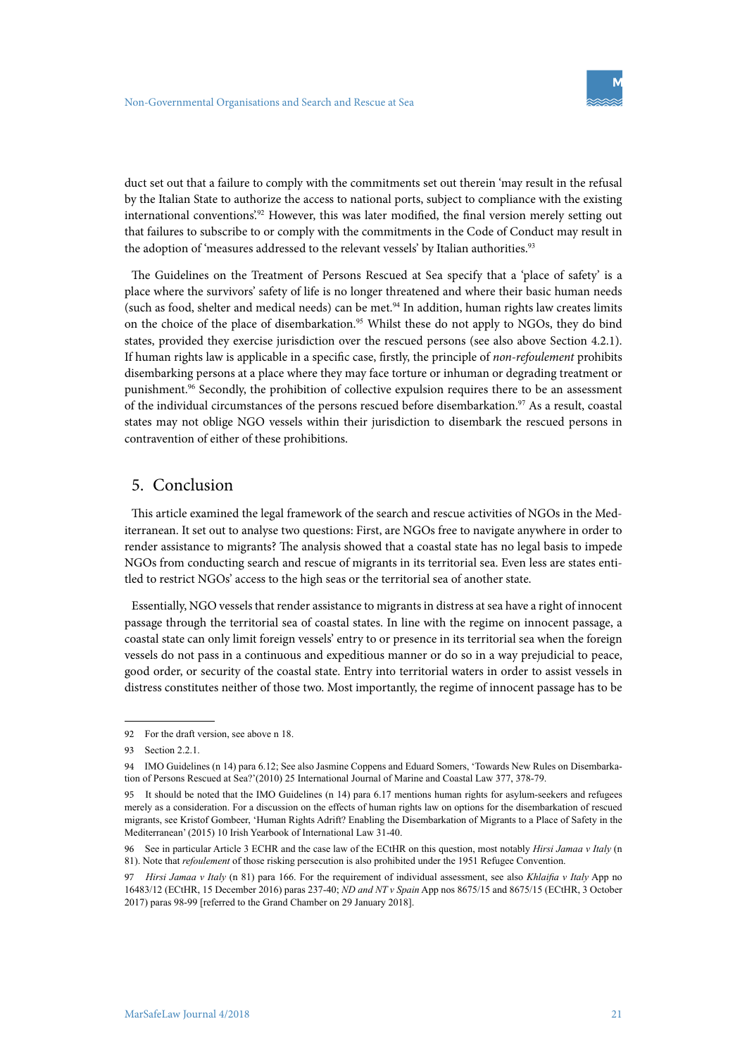duct set out that a failure to comply with the commitments set out therein 'may result in the refusal by the Italian State to authorize the access to national ports, subject to compliance with the existing international conventions'.[92] However, this was later modified, the final version merely setting out that failures to subscribe to or comply with the commitments in the Code of Conduct may result in the adoption of 'measures addressed to the relevant vessels' by Italian authorities.[93]

The Guidelines on the Treatment of Persons Rescued at Sea specify that a 'place of safety' is a place where the survivors' safety of life is no longer threatened and where their basic human needs (such as food, shelter and medical needs) can be met.[94] In addition, human rights law creates limits on the choice of the place of disembarkation.[95] Whilst these do not apply to NGOs, they do bind states, provided they exercise jurisdiction over the rescued persons (see also above Section 4.2.1). If human rights law is applicable in a specific case, firstly, the principle of *non-refoulement* prohibits disembarking persons at a place where they may face torture or inhuman or degrading treatment or punishment.[96] Secondly, the prohibition of collective expulsion requires there to be an assessment of the individual circumstances of the persons rescued before disembarkation.[97] As a result, coastal states may not oblige NGO vessels within their jurisdiction to disembark the rescued persons in contravention of either of these prohibitions.

## 5. Conclusion

This article examined the legal framework of the search and rescue activities of NGOs in the Mediterranean. It set out to analyse two questions: First, are NGOs free to navigate anywhere in order to render assistance to migrants? The analysis showed that a coastal state has no legal basis to impede NGOs from conducting search and rescue of migrants in its territorial sea. Even less are states entitled to restrict NGOs' access to the high seas or the territorial sea of another state.

Essentially, NGO vessels that render assistance to migrants in distress at sea have a right of innocent passage through the territorial sea of coastal states. In line with the regime on innocent passage, a coastal state can only limit foreign vessels' entry to or presence in its territorial sea when the foreign vessels do not pass in a continuous and expeditious manner or do so in a way prejudicial to peace, good order, or security of the coastal state. Entry into territorial waters in order to assist vessels in distress constitutes neither of those two. Most importantly, the regime of innocent passage has to be

---

92 For the draft version, see above n 18.

93 Section 2.2.1.

94 IMO Guidelines (n 14) para 6.12; See also Jasmine Coppens and Eduard Somers, 'Towards New Rules on Disembarkation of Persons Rescued at Sea?'(2010) 25 International Journal of Marine and Coastal Law 377, 378-79.

95 It should be noted that the IMO Guidelines (n 14) para 6.17 mentions human rights for asylum-seekers and refugees merely as a consideration. For a discussion on the effects of human rights law on options for the disembarkation of rescued migrants, see Kristof Gombeer, 'Human Rights Adrift? Enabling the Disembarkation of Migrants to a Place of Safety in the Mediterranean' (2015) 10 Irish Yearbook of International Law 31-40.

96 See in particular Article 3 ECHR and the case law of the ECtHR on this question, most notably *Hirsi Jamaa v Italy* (n 81). Note that *refoulement* of those risking persecution is also prohibited under the 1951 Refugee Convention.

97 *Hirsi Jamaa v Italy* (n 81) para 166. For the requirement of individual assessment, see also *Khlaifia v Italy* App no 16483/12 (ECtHR, 15 December 2016) paras 237-40; *ND and NT v Spain* App nos 8675/15 and 8675/15 (ECtHR, 3 October 2017) paras 98-99 [referred to the Grand Chamber on 29 January 2018].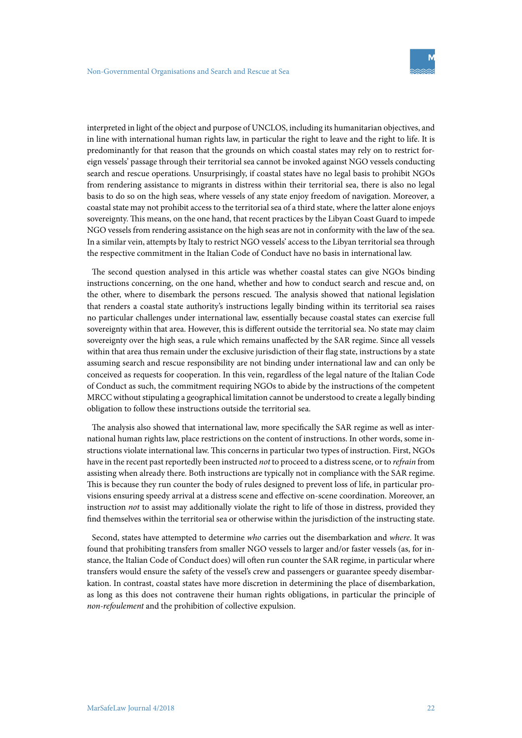interpreted in light of the object and purpose of UNCLOS, including its humanitarian objectives, and in line with international human rights law, in particular the right to leave and the right to life. It is predominantly for that reason that the grounds on which coastal states may rely on to restrict foreign vessels' passage through their territorial sea cannot be invoked against NGO vessels conducting search and rescue operations. Unsurprisingly, if coastal states have no legal basis to prohibit NGOs from rendering assistance to migrants in distress within their territorial sea, there is also no legal basis to do so on the high seas, where vessels of any state enjoy freedom of navigation. Moreover, a coastal state may not prohibit access to the territorial sea of a third state, where the latter alone enjoys sovereignty. This means, on the one hand, that recent practices by the Libyan Coast Guard to impede NGO vessels from rendering assistance on the high seas are not in conformity with the law of the sea. In a similar vein, attempts by Italy to restrict NGO vessels' access to the Libyan territorial sea through the respective commitment in the Italian Code of Conduct have no basis in international law.

The second question analysed in this article was whether coastal states can give NGOs binding instructions concerning, on the one hand, whether and how to conduct search and rescue and, on the other, where to disembark the persons rescued. The analysis showed that national legislation that renders a coastal state authority's instructions legally binding within its territorial sea raises no particular challenges under international law, essentially because coastal states can exercise full sovereignty within that area. However, this is different outside the territorial sea. No state may claim sovereignty over the high seas, a rule which remains unaffected by the SAR regime. Since all vessels within that area thus remain under the exclusive jurisdiction of their flag state, instructions by a state assuming search and rescue responsibility are not binding under international law and can only be conceived as requests for cooperation. In this vein, regardless of the legal nature of the Italian Code of Conduct as such, the commitment requiring NGOs to abide by the instructions of the competent MRCC without stipulating a geographical limitation cannot be understood to create a legally binding obligation to follow these instructions outside the territorial sea.

The analysis also showed that international law, more specifically the SAR regime as well as international human rights law, place restrictions on the content of instructions. In other words, some instructions violate international law. This concerns in particular two types of instruction. First, NGOs have in the recent past reportedly been instructed *not* to proceed to a distress scene, or to *refrain* from assisting when already there. Both instructions are typically not in compliance with the SAR regime. This is because they run counter the body of rules designed to prevent loss of life, in particular provisions ensuring speedy arrival at a distress scene and effective on-scene coordination. Moreover, an instruction *not* to assist may additionally violate the right to life of those in distress, provided they find themselves within the territorial sea or otherwise within the jurisdiction of the instructing state.

Second, states have attempted to determine *who* carries out the disembarkation and *where*. It was found that prohibiting transfers from smaller NGO vessels to larger and/or faster vessels (as, for instance, the Italian Code of Conduct does) will often run counter the SAR regime, in particular where transfers would ensure the safety of the vessel's crew and passengers or guarantee speedy disembarkation. In contrast, coastal states have more discretion in determining the place of disembarkation, as long as this does not contravene their human rights obligations, in particular the principle of *non-refoulement* and the prohibition of collective expulsion.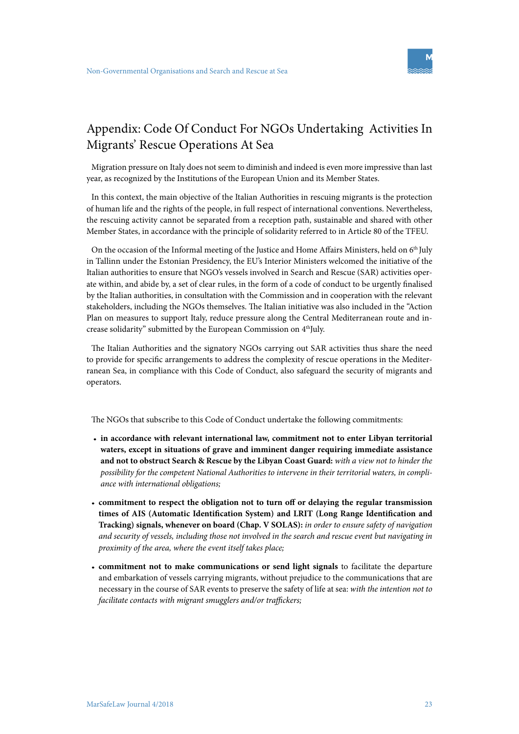# Appendix: Code Of Conduct For NGOs Undertaking Activities In Migrants' Rescue Operations At Sea

Migration pressure on Italy does not seem to diminish and indeed is even more impressive than last year, as recognized by the Institutions of the European Union and its Member States.

In this context, the main objective of the Italian Authorities in rescuing migrants is the protection of human life and the rights of the people, in full respect of international conventions. Nevertheless, the rescuing activity cannot be separated from a reception path, sustainable and shared with other Member States, in accordance with the principle of solidarity referred to in Article 80 of the TFEU.

On the occasion of the Informal meeting of the Justice and Home Affairs Ministers, held on 6th July in Tallinn under the Estonian Presidency, the EU's Interior Ministers welcomed the initiative of the Italian authorities to ensure that NGO's vessels involved in Search and Rescue (SAR) activities operate within, and abide by, a set of clear rules, in the form of a code of conduct to be urgently finalised by the Italian authorities, in consultation with the Commission and in cooperation with the relevant stakeholders, including the NGOs themselves. The Italian initiative was also included in the "Action Plan on measures to support Italy, reduce pressure along the Central Mediterranean route and increase solidarity" submitted by the European Commission on 4thJuly.

The Italian Authorities and the signatory NGOs carrying out SAR activities thus share the need to provide for specific arrangements to address the complexity of rescue operations in the Mediterranean Sea, in compliance with this Code of Conduct, also safeguard the security of migrants and operators.

The NGOs that subscribe to this Code of Conduct undertake the following commitments:

- **in accordance with relevant international law, commitment not to enter Libyan territorial waters, except in situations of grave and imminent danger requiring immediate assistance and not to obstruct Search & Rescue by the Libyan Coast Guard:** *with a view not to hinder the possibility for the competent National Authorities to intervene in their territorial waters, in compliance with international obligations;*
- **commitment to respect the obligation not to turn off or delaying the regular transmission times of AIS (Automatic Identification System) and LRIT (Long Range Identification and Tracking) signals, whenever on board (Chap. V SOLAS):** *in order to ensure safety of navigation and security of vessels, including those not involved in the search and rescue event but navigating in proximity of the area, where the event itself takes place;*
- **commitment not to make communications or send light signals** to facilitate the departure and embarkation of vessels carrying migrants, without prejudice to the communications that are necessary in the course of SAR events to preserve the safety of life at sea: *with the intention not to facilitate contacts with migrant smugglers and/or traffickers;*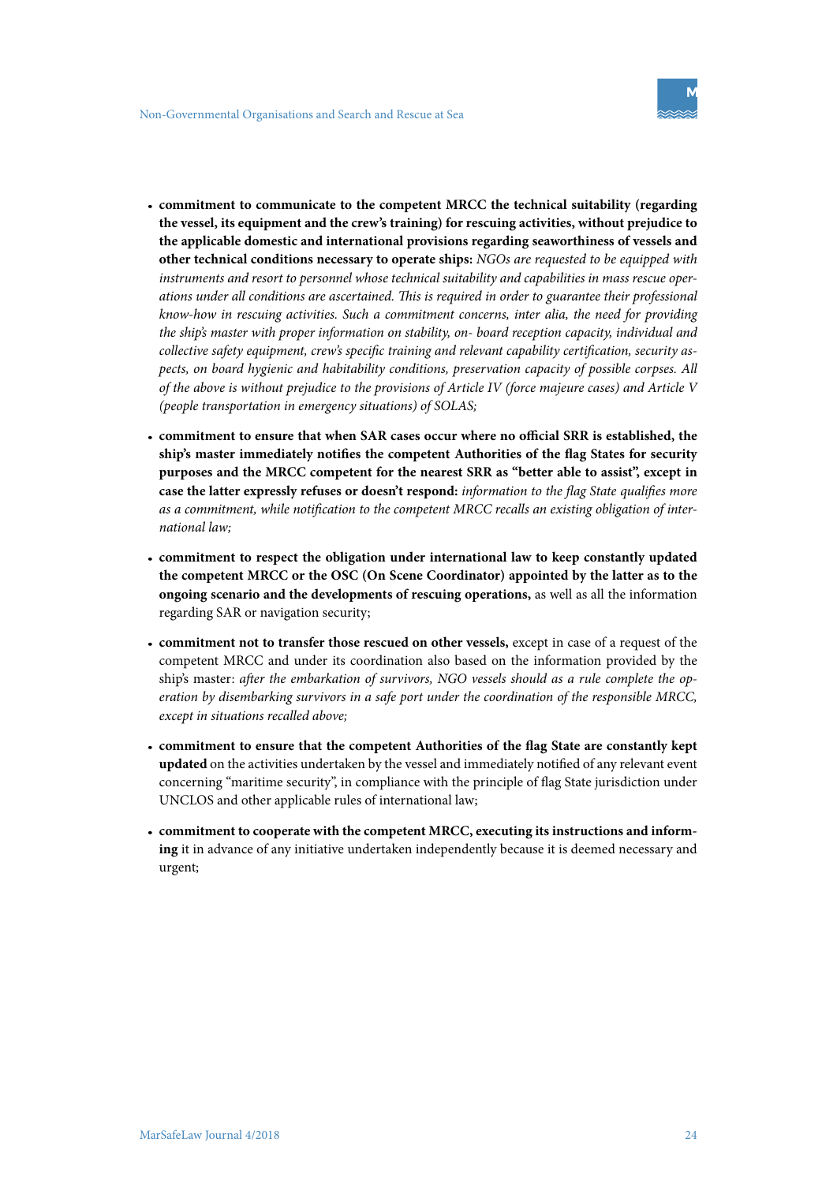- **commitment to communicate to the competent MRCC the technical suitability (regarding the vessel, its equipment and the crew's training) for rescuing activities, without prejudice to the applicable domestic and international provisions regarding seaworthiness of vessels and other technical conditions necessary to operate ships:** *NGOs are requested to be equipped with instruments and resort to personnel whose technical suitability and capabilities in mass rescue operations under all conditions are ascertained. This is required in order to guarantee their professional know-how in rescuing activities. Such a commitment concerns, inter alia, the need for providing the ship's master with proper information on stability, on- board reception capacity, individual and collective safety equipment, crew's specific training and relevant capability certification, security aspects, on board hygienic and habitability conditions, preservation capacity of possible corpses. All of the above is without prejudice to the provisions of Article IV (force majeure cases) and Article V (people transportation in emergency situations) of SOLAS;*

- **commitment to ensure that when SAR cases occur where no official SRR is established, the ship's master immediately notifies the competent Authorities of the flag States for security purposes and the MRCC competent for the nearest SRR as "better able to assist", except in case the latter expressly refuses or doesn't respond:** *information to the flag State qualifies more as a commitment, while notification to the competent MRCC recalls an existing obligation of international law;*

- **commitment to respect the obligation under international law to keep constantly updated the competent MRCC or the OSC (On Scene Coordinator) appointed by the latter as to the ongoing scenario and the developments of rescuing operations,** as well as all the information regarding SAR or navigation security;

- **commitment not to transfer those rescued on other vessels,** except in case of a request of the competent MRCC and under its coordination also based on the information provided by the ship's master: *after the embarkation of survivors, NGO vessels should as a rule complete the operation by disembarking survivors in a safe port under the coordination of the responsible MRCC, except in situations recalled above;*

- **commitment to ensure that the competent Authorities of the flag State are constantly kept updated** on the activities undertaken by the vessel and immediately notified of any relevant event concerning "maritime security", in compliance with the principle of flag State jurisdiction under UNCLOS and other applicable rules of international law;

- **commitment to cooperate with the competent MRCC, executing its instructions and informing** it in advance of any initiative undertaken independently because it is deemed necessary and urgent;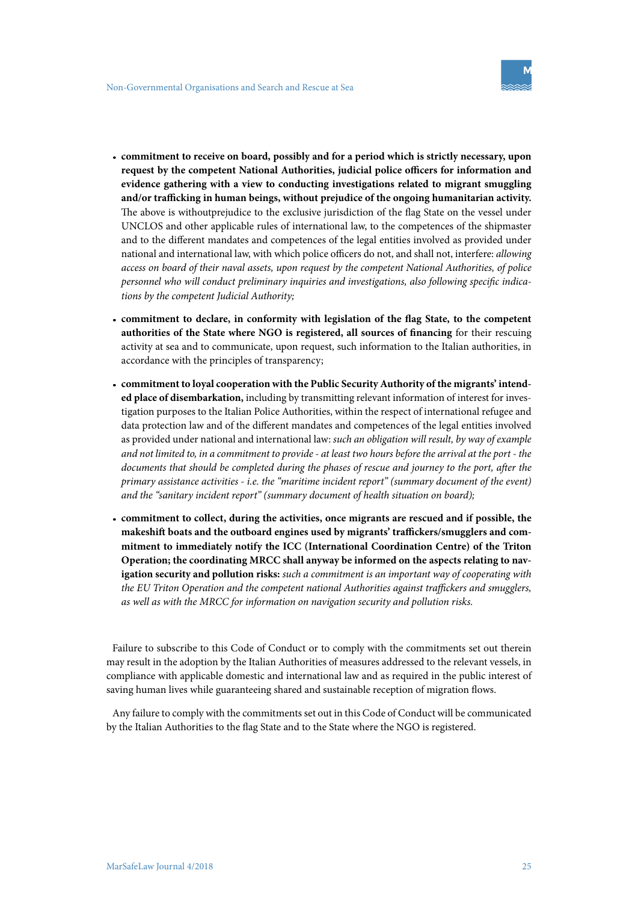- **commitment to receive on board, possibly and for a period which is strictly necessary, upon request by the competent National Authorities, judicial police officers for information and evidence gathering with a view to conducting investigations related to migrant smuggling and/or trafficking in human beings, without prejudice of the ongoing humanitarian activity.** The above is withoutprejudice to the exclusive jurisdiction of the flag State on the vessel under UNCLOS and other applicable rules of international law, to the competences of the shipmaster and to the different mandates and competences of the legal entities involved as provided under national and international law, with which police officers do not, and shall not, interfere: *allowing access on board of their naval assets, upon request by the competent National Authorities, of police personnel who will conduct preliminary inquiries and investigations, also following specific indications by the competent Judicial Authority;*

- **commitment to declare, in conformity with legislation of the flag State, to the competent authorities of the State where NGO is registered, all sources of financing** for their rescuing activity at sea and to communicate, upon request, such information to the Italian authorities, in accordance with the principles of transparency;

- **commitment to loyal cooperation with the Public Security Authority of the migrants' intended place of disembarkation,** including by transmitting relevant information of interest for investigation purposes to the Italian Police Authorities, within the respect of international refugee and data protection law and of the different mandates and competences of the legal entities involved as provided under national and international law: *such an obligation will result, by way of example and not limited to, in a commitment to provide - at least two hours before the arrival at the port - the documents that should be completed during the phases of rescue and journey to the port, after the primary assistance activities - i.e. the "maritime incident report" (summary document of the event) and the "sanitary incident report" (summary document of health situation on board);*

- **commitment to collect, during the activities, once migrants are rescued and if possible, the makeshift boats and the outboard engines used by migrants' traffickers/smugglers and commitment to immediately notify the ICC (International Coordination Centre) of the Triton Operation; the coordinating MRCC shall anyway be informed on the aspects relating to navigation security and pollution risks:** *such a commitment is an important way of cooperating with the EU Triton Operation and the competent national Authorities against traffickers and smugglers, as well as with the MRCC for information on navigation security and pollution risks.*

Failure to subscribe to this Code of Conduct or to comply with the commitments set out therein may result in the adoption by the Italian Authorities of measures addressed to the relevant vessels, in compliance with applicable domestic and international law and as required in the public interest of saving human lives while guaranteeing shared and sustainable reception of migration flows.

Any failure to comply with the commitments set out in this Code of Conduct will be communicated by the Italian Authorities to the flag State and to the State where the NGO is registered.